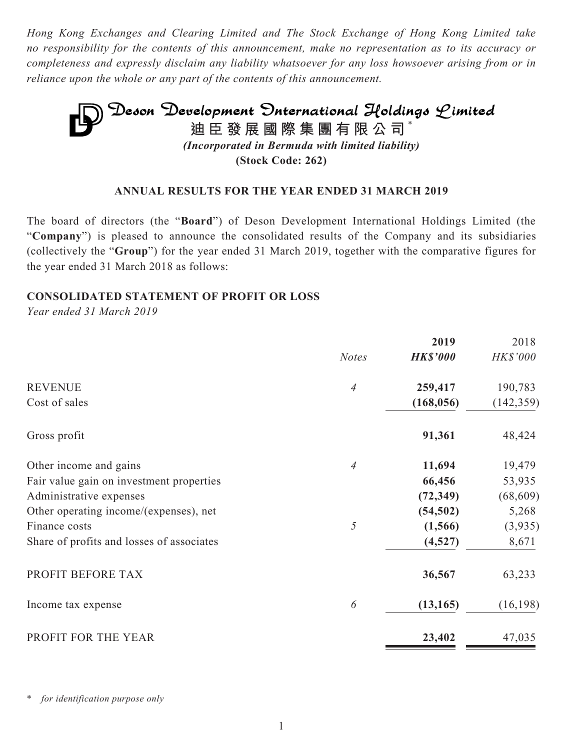*Hong Kong Exchanges and Clearing Limited and The Stock Exchange of Hong Kong Limited take no responsibility for the contents of this announcement, make no representation as to its accuracy or completeness and expressly disclaim any liability whatsoever for any loss howsoever arising from or in reliance upon the whole or any part of the contents of this announcement.*

# Deson Development International Holdings Limited

**迪臣發展國際集團有限公司***

***(Incorporated in Bermuda with limited liability)***

**(Stock Code: 262)**

## ANNUAL RESULTS FOR THE YEAR ENDED 31 MARCH 2019

The board of directors (the "**Board**") of Deson Development International Holdings Limited (the "**Company**") is pleased to announce the consolidated results of the Company and its subsidiaries (collectively the "**Group**") for the year ended 31 March 2019, together with the comparative figures for the year ended 31 March 2018 as follows:

## CONSOLIDATED STATEMENT OF PROFIT OR LOSS

*Year ended 31 March 2019*

| | *Notes* | **2019** ***HK$'000*** | 2018 *HK$'000* |
|---|---|---|---|
| REVENUE | *4* | **259,417** | 190,783 |
| Cost of sales | | **(168,056)** | (142,359) |
| Gross profit | | **91,361** | 48,424 |
| Other income and gains | *4* | **11,694** | 19,479 |
| Fair value gain on investment properties | | **66,456** | 53,935 |
| Administrative expenses | | **(72,349)** | (68,609) |
| Other operating income/(expenses), net | | **(54,502)** | 5,268 |
| Finance costs | *5* | **(1,566)** | (3,935) |
| Share of profits and losses of associates | | **(4,527)** | 8,671 |
| PROFIT BEFORE TAX | | **36,567** | 63,233 |
| Income tax expense | *6* | **(13,165)** | (16,198) |
| PROFIT FOR THE YEAR | | **23,402** | 47,035 |

\* *for identification purpose only*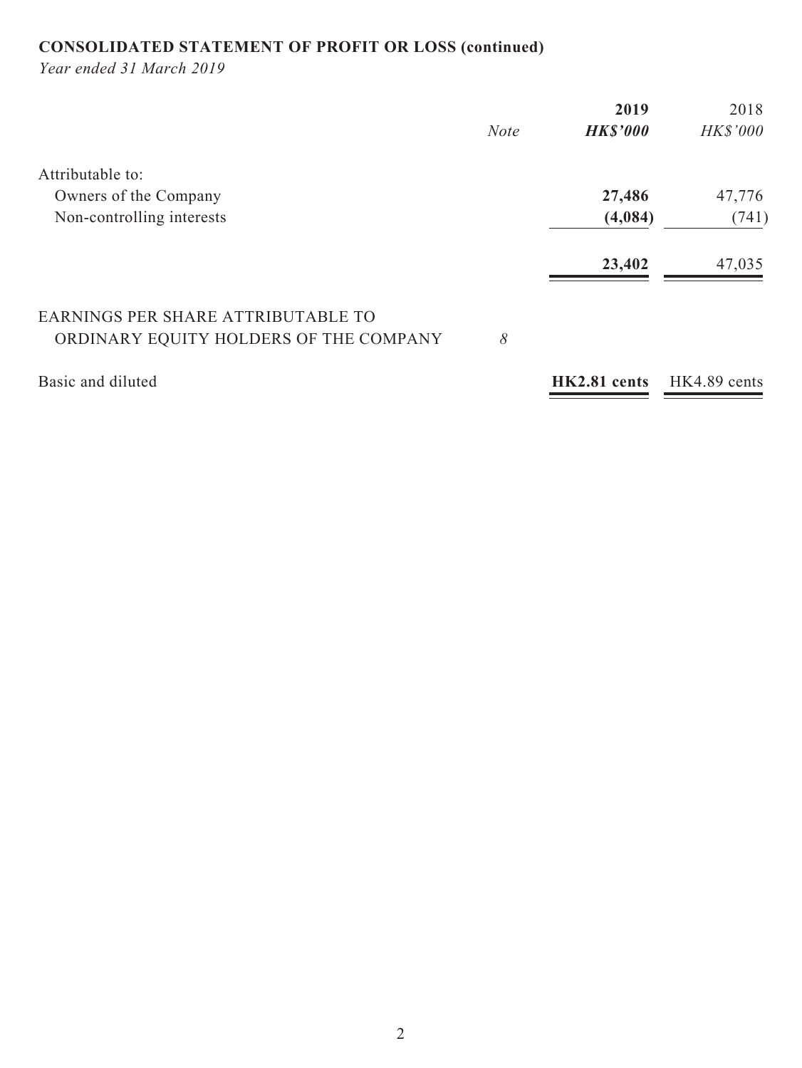**CONSOLIDATED STATEMENT OF PROFIT OR LOSS (continued)**

*Year ended 31 March 2019*

| | *Note* | **2019** | 2018 |
|---|---|---|---|
| | | ***HK$'000*** | *HK$'000* |
| Attributable to: | | | |
| Owners of the Company | | **27,486** | 47,776 |
| Non-controlling interests | | **(4,084)** | (741) |
| | | **23,402** | 47,035 |
| EARNINGS PER SHARE ATTRIBUTABLE TO ORDINARY EQUITY HOLDERS OF THE COMPANY | *8* | | |
| Basic and diluted | | **HK2.81 cents** | HK4.89 cents |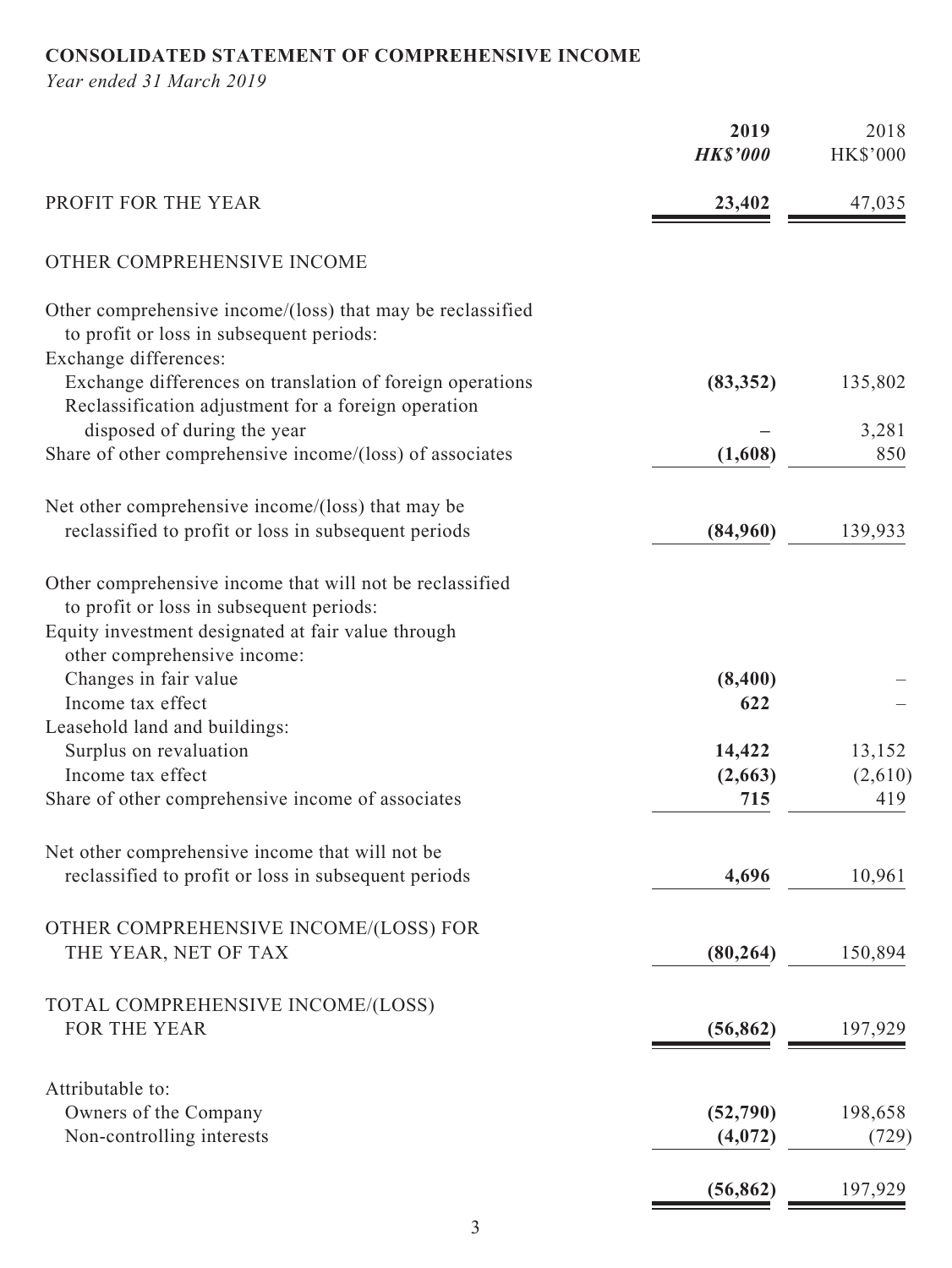**CONSOLIDATED STATEMENT OF COMPREHENSIVE INCOME**

*Year ended 31 March 2019*

| | **2019** | 2018 |
|---|---|---|
| | ***HK$'000*** | HK$'000 |
| PROFIT FOR THE YEAR | **23,402** | 47,035 |
| OTHER COMPREHENSIVE INCOME | | |
| Other comprehensive income/(loss) that may be reclassified to profit or loss in subsequent periods: | | |
| Exchange differences: | | |
| Exchange differences on translation of foreign operations | **(83,352)** | 135,802 |
| Reclassification adjustment for a foreign operation disposed of during the year | **–** | 3,281 |
| Share of other comprehensive income/(loss) of associates | **(1,608)** | 850 |
| Net other comprehensive income/(loss) that may be reclassified to profit or loss in subsequent periods | **(84,960)** | 139,933 |
| Other comprehensive income that will not be reclassified to profit or loss in subsequent periods: | | |
| Equity investment designated at fair value through other comprehensive income: | | |
| Changes in fair value | **(8,400)** | – |
| Income tax effect | **622** | – |
| Leasehold land and buildings: | | |
| Surplus on revaluation | **14,422** | 13,152 |
| Income tax effect | **(2,663)** | (2,610) |
| Share of other comprehensive income of associates | **715** | 419 |
| Net other comprehensive income that will not be reclassified to profit or loss in subsequent periods | **4,696** | 10,961 |
| OTHER COMPREHENSIVE INCOME/(LOSS) FOR THE YEAR, NET OF TAX | **(80,264)** | 150,894 |
| TOTAL COMPREHENSIVE INCOME/(LOSS) FOR THE YEAR | **(56,862)** | 197,929 |
| Attributable to: | | |
| Owners of the Company | **(52,790)** | 198,658 |
| Non-controlling interests | **(4,072)** | (729) |
| | **(56,862)** | 197,929 |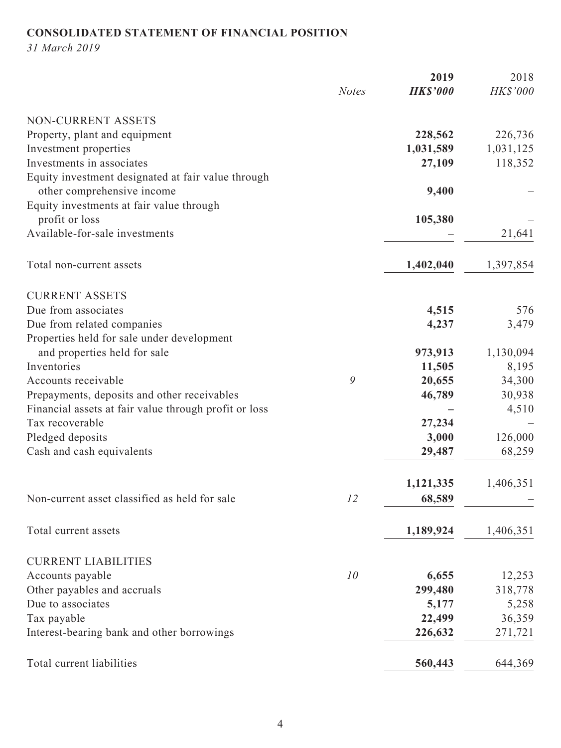**CONSOLIDATED STATEMENT OF FINANCIAL POSITION**

*31 March 2019*

| | Notes | 2019 HK$'000 | 2018 HK$'000 |
|---|---|---|---|
| NON-CURRENT ASSETS | | | |
| Property, plant and equipment | | **228,562** | 226,736 |
| Investment properties | | **1,031,589** | 1,031,125 |
| Investments in associates | | **27,109** | 118,352 |
| Equity investment designated at fair value through other comprehensive income | | **9,400** | – |
| Equity investments at fair value through profit or loss | | **105,380** | – |
| Available-for-sale investments | | **–** | 21,641 |
| Total non-current assets | | **1,402,040** | 1,397,854 |
| CURRENT ASSETS | | | |
| Due from associates | | **4,515** | 576 |
| Due from related companies | | **4,237** | 3,479 |
| Properties held for sale under development and properties held for sale | | **973,913** | 1,130,094 |
| Inventories | | **11,505** | 8,195 |
| Accounts receivable | 9 | **20,655** | 34,300 |
| Prepayments, deposits and other receivables | | **46,789** | 30,938 |
| Financial assets at fair value through profit or loss | | **–** | 4,510 |
| Tax recoverable | | **27,234** | – |
| Pledged deposits | | **3,000** | 126,000 |
| Cash and cash equivalents | | **29,487** | 68,259 |
| | | **1,121,335** | 1,406,351 |
| Non-current asset classified as held for sale | 12 | **68,589** | – |
| Total current assets | | **1,189,924** | 1,406,351 |
| CURRENT LIABILITIES | | | |
| Accounts payable | 10 | **6,655** | 12,253 |
| Other payables and accruals | | **299,480** | 318,778 |
| Due to associates | | **5,177** | 5,258 |
| Tax payable | | **22,499** | 36,359 |
| Interest-bearing bank and other borrowings | | **226,632** | 271,721 |
| Total current liabilities | | **560,443** | 644,369 |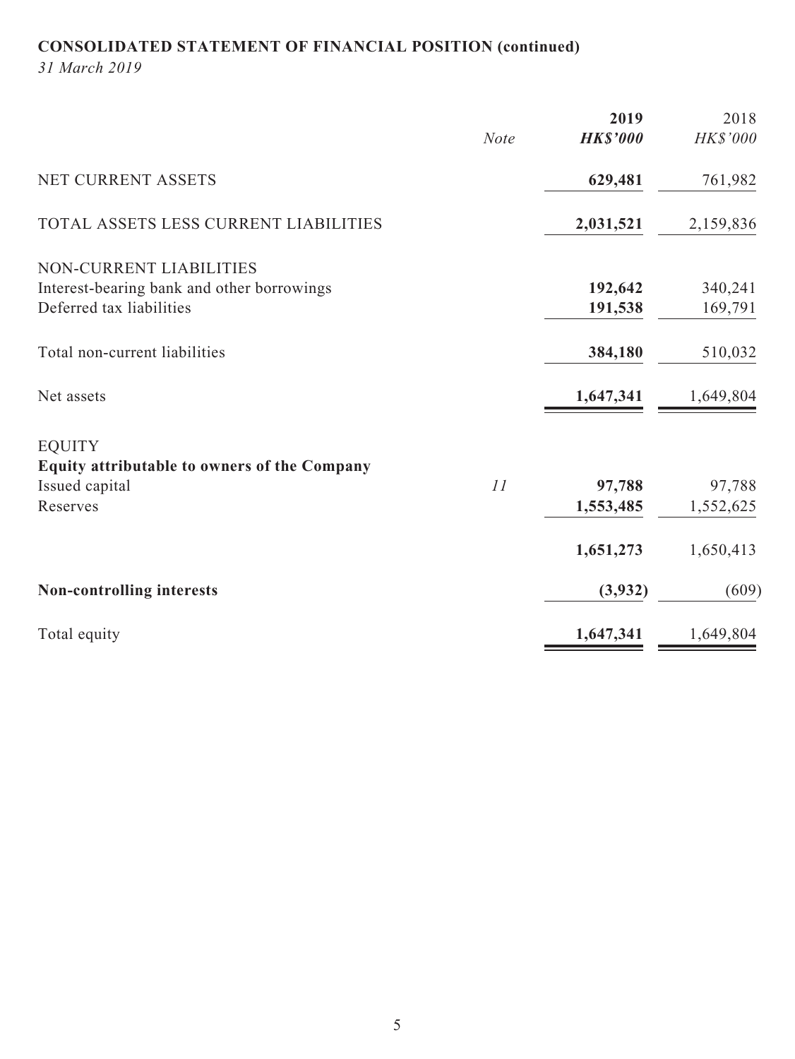## CONSOLIDATED STATEMENT OF FINANCIAL POSITION (continued)

*31 March 2019*

| | *Note* | **2019** | 2018 |
|---|---|---|---|
| | | ***HK$'000*** | *HK$'000* |
| NET CURRENT ASSETS | | **629,481** | 761,982 |
| TOTAL ASSETS LESS CURRENT LIABILITIES | | **2,031,521** | 2,159,836 |
| NON-CURRENT LIABILITIES | | | |
| Interest-bearing bank and other borrowings | | **192,642** | 340,241 |
| Deferred tax liabilities | | **191,538** | 169,791 |
| Total non-current liabilities | | **384,180** | 510,032 |
| Net assets | | **1,647,341** | 1,649,804 |
| EQUITY | | | |
| **Equity attributable to owners of the Company** | | | |
| Issued capital | *11* | **97,788** | 97,788 |
| Reserves | | **1,553,485** | 1,552,625 |
| | | **1,651,273** | 1,650,413 |
| **Non-controlling interests** | | **(3,932)** | (609) |
| Total equity | | **1,647,341** | 1,649,804 |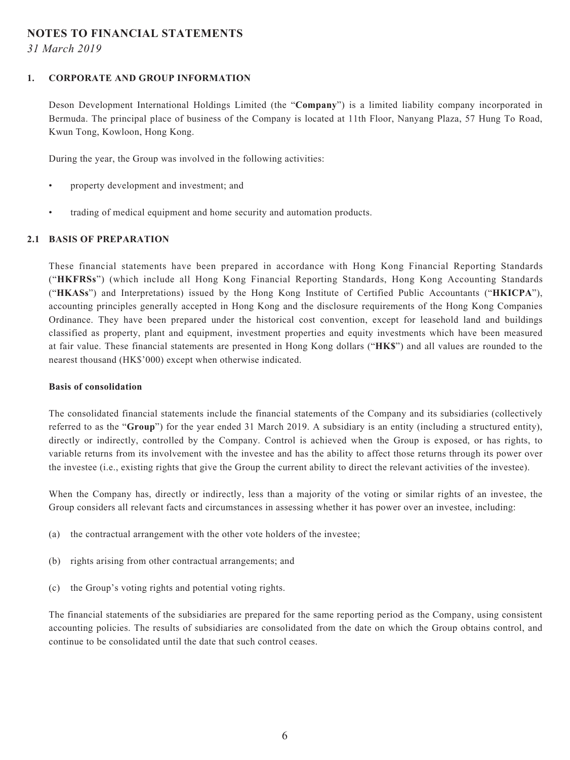# NOTES TO FINANCIAL STATEMENTS

*31 March 2019*

## 1. CORPORATE AND GROUP INFORMATION

Deson Development International Holdings Limited (the "**Company**") is a limited liability company incorporated in Bermuda. The principal place of business of the Company is located at 11th Floor, Nanyang Plaza, 57 Hung To Road, Kwun Tong, Kowloon, Hong Kong.

During the year, the Group was involved in the following activities:

- property development and investment; and
- trading of medical equipment and home security and automation products.

## 2.1 BASIS OF PREPARATION

These financial statements have been prepared in accordance with Hong Kong Financial Reporting Standards ("**HKFRSs**") (which include all Hong Kong Financial Reporting Standards, Hong Kong Accounting Standards ("**HKASs**") and Interpretations) issued by the Hong Kong Institute of Certified Public Accountants ("**HKICPA**"), accounting principles generally accepted in Hong Kong and the disclosure requirements of the Hong Kong Companies Ordinance. They have been prepared under the historical cost convention, except for leasehold land and buildings classified as property, plant and equipment, investment properties and equity investments which have been measured at fair value. These financial statements are presented in Hong Kong dollars ("**HK$**") and all values are rounded to the nearest thousand (HK$'000) except when otherwise indicated.

### Basis of consolidation

The consolidated financial statements include the financial statements of the Company and its subsidiaries (collectively referred to as the "**Group**") for the year ended 31 March 2019. A subsidiary is an entity (including a structured entity), directly or indirectly, controlled by the Company. Control is achieved when the Group is exposed, or has rights, to variable returns from its involvement with the investee and has the ability to affect those returns through its power over the investee (i.e., existing rights that give the Group the current ability to direct the relevant activities of the investee).

When the Company has, directly or indirectly, less than a majority of the voting or similar rights of an investee, the Group considers all relevant facts and circumstances in assessing whether it has power over an investee, including:

(a) the contractual arrangement with the other vote holders of the investee;

(b) rights arising from other contractual arrangements; and

(c) the Group's voting rights and potential voting rights.

The financial statements of the subsidiaries are prepared for the same reporting period as the Company, using consistent accounting policies. The results of subsidiaries are consolidated from the date on which the Group obtains control, and continue to be consolidated until the date that such control ceases.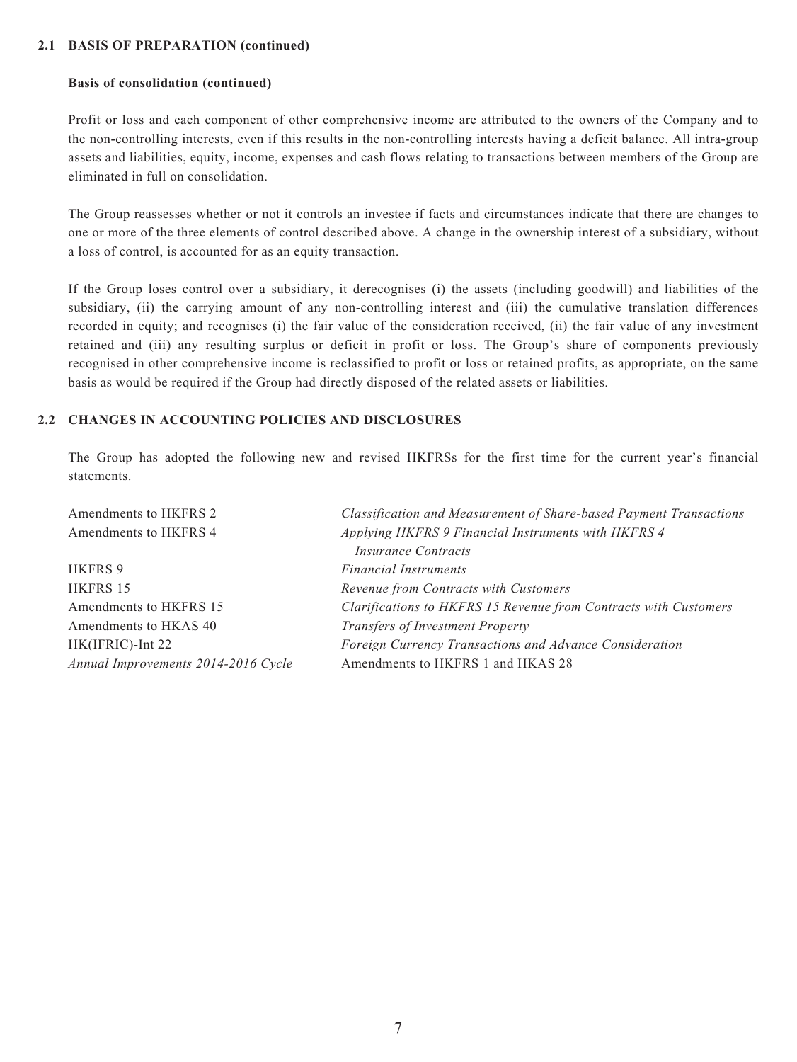## 2.1 BASIS OF PREPARATION (continued)

### Basis of consolidation (continued)

Profit or loss and each component of other comprehensive income are attributed to the owners of the Company and to the non-controlling interests, even if this results in the non-controlling interests having a deficit balance. All intra-group assets and liabilities, equity, income, expenses and cash flows relating to transactions between members of the Group are eliminated in full on consolidation.

The Group reassesses whether or not it controls an investee if facts and circumstances indicate that there are changes to one or more of the three elements of control described above. A change in the ownership interest of a subsidiary, without a loss of control, is accounted for as an equity transaction.

If the Group loses control over a subsidiary, it derecognises (i) the assets (including goodwill) and liabilities of the subsidiary, (ii) the carrying amount of any non-controlling interest and (iii) the cumulative translation differences recorded in equity; and recognises (i) the fair value of the consideration received, (ii) the fair value of any investment retained and (iii) any resulting surplus or deficit in profit or loss. The Group's share of components previously recognised in other comprehensive income is reclassified to profit or loss or retained profits, as appropriate, on the same basis as would be required if the Group had directly disposed of the related assets or liabilities.

## 2.2 CHANGES IN ACCOUNTING POLICIES AND DISCLOSURES

The Group has adopted the following new and revised HKFRSs for the first time for the current year's financial statements.

| | |
|---|---|
| Amendments to HKFRS 2 | *Classification and Measurement of Share-based Payment Transactions* |
| Amendments to HKFRS 4 | *Applying HKFRS 9 Financial Instruments with HKFRS 4 Insurance Contracts* |
| HKFRS 9 | *Financial Instruments* |
| HKFRS 15 | *Revenue from Contracts with Customers* |
| Amendments to HKFRS 15 | *Clarifications to HKFRS 15 Revenue from Contracts with Customers* |
| Amendments to HKAS 40 | *Transfers of Investment Property* |
| HK(IFRIC)-Int 22 | *Foreign Currency Transactions and Advance Consideration* |
| *Annual Improvements 2014-2016 Cycle* | Amendments to HKFRS 1 and HKAS 28 |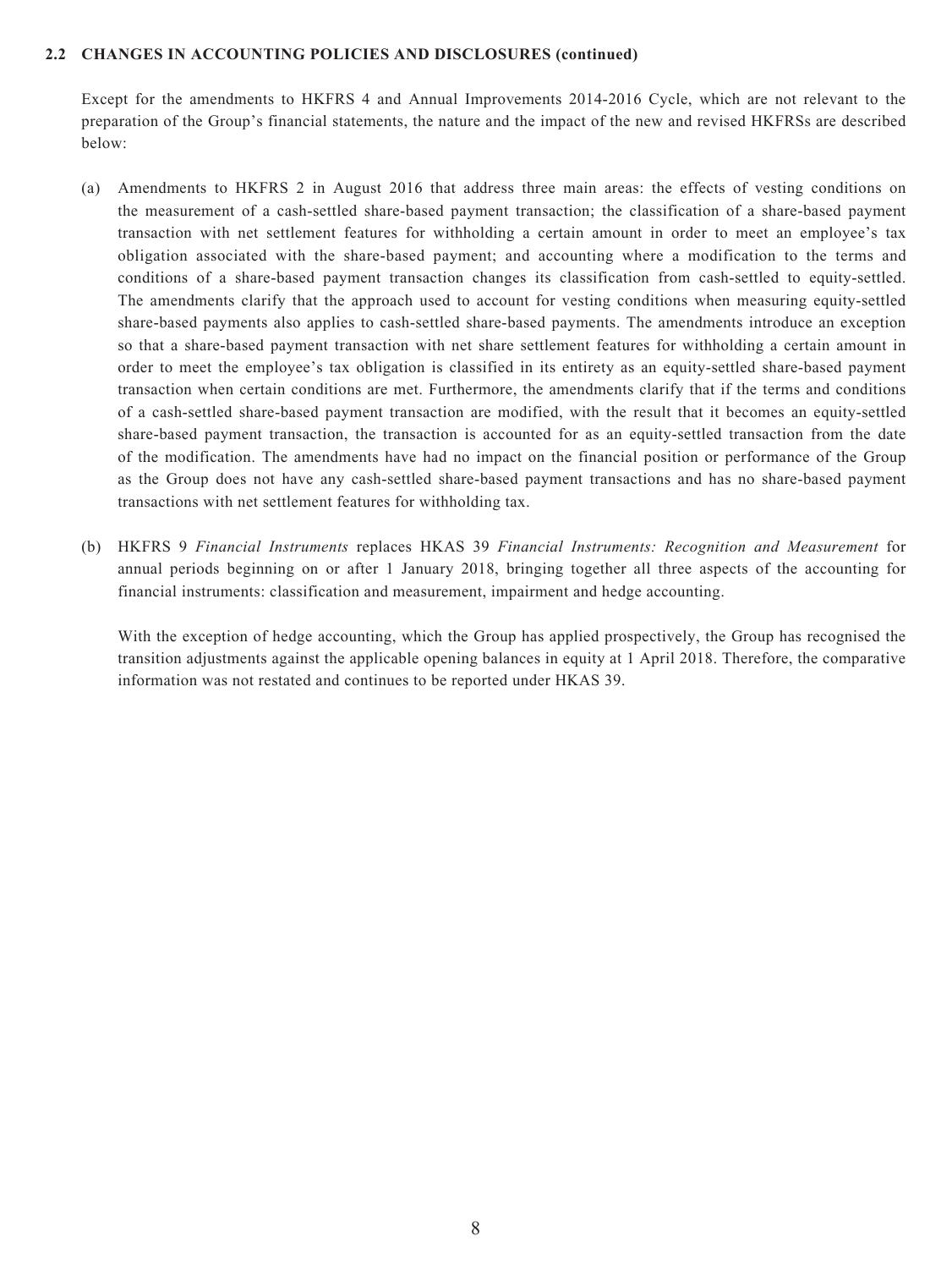### 2.2 CHANGES IN ACCOUNTING POLICIES AND DISCLOSURES (continued)

Except for the amendments to HKFRS 4 and Annual Improvements 2014-2016 Cycle, which are not relevant to the preparation of the Group's financial statements, the nature and the impact of the new and revised HKFRSs are described below:

(a) Amendments to HKFRS 2 in August 2016 that address three main areas: the effects of vesting conditions on the measurement of a cash-settled share-based payment transaction; the classification of a share-based payment transaction with net settlement features for withholding a certain amount in order to meet an employee's tax obligation associated with the share-based payment; and accounting where a modification to the terms and conditions of a share-based payment transaction changes its classification from cash-settled to equity-settled. The amendments clarify that the approach used to account for vesting conditions when measuring equity-settled share-based payments also applies to cash-settled share-based payments. The amendments introduce an exception so that a share-based payment transaction with net share settlement features for withholding a certain amount in order to meet the employee's tax obligation is classified in its entirety as an equity-settled share-based payment transaction when certain conditions are met. Furthermore, the amendments clarify that if the terms and conditions of a cash-settled share-based payment transaction are modified, with the result that it becomes an equity-settled share-based payment transaction, the transaction is accounted for as an equity-settled transaction from the date of the modification. The amendments have had no impact on the financial position or performance of the Group as the Group does not have any cash-settled share-based payment transactions and has no share-based payment transactions with net settlement features for withholding tax.

(b) HKFRS 9 *Financial Instruments* replaces HKAS 39 *Financial Instruments: Recognition and Measurement* for annual periods beginning on or after 1 January 2018, bringing together all three aspects of the accounting for financial instruments: classification and measurement, impairment and hedge accounting.

    With the exception of hedge accounting, which the Group has applied prospectively, the Group has recognised the transition adjustments against the applicable opening balances in equity at 1 April 2018. Therefore, the comparative information was not restated and continues to be reported under HKAS 39.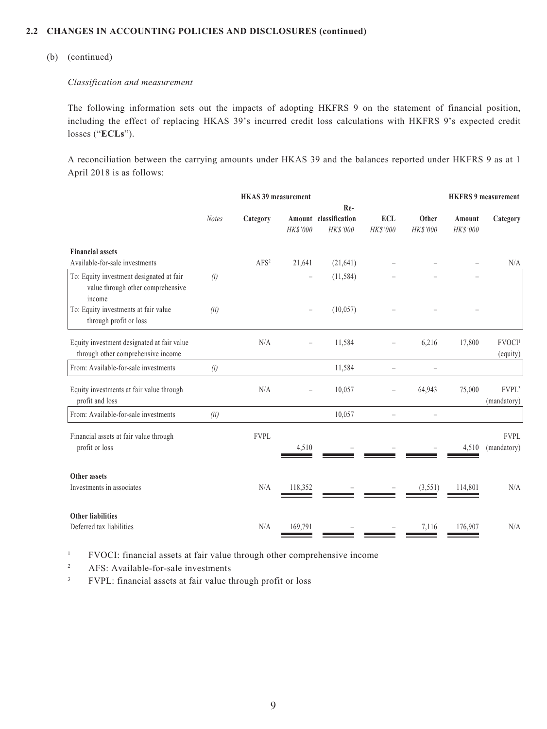**2.2 CHANGES IN ACCOUNTING POLICIES AND DISCLOSURES (continued)**

(b) (continued)

*Classification and measurement*

The following information sets out the impacts of adopting HKFRS 9 on the statement of financial position, including the effect of replacing HKAS 39's incurred credit loss calculations with HKFRS 9's expected credit losses ("**ECLs**").

A reconciliation between the carrying amounts under HKAS 39 and the balances reported under HKFRS 9 as at 1 April 2018 is as follows:

| | | HKAS 39 measurement | | | | | HKFRS 9 measurement | |
|---|---|---|---|---|---|---|---|---|
| | *Notes* | Category | Amount *HK$'000* | Re-classification *HK$'000* | ECL *HK$'000* | Other *HK$'000* | Amount *HK$'000* | Category |
| **Financial assets** | | | | | | | | |
| Available-for-sale investments | | AFS[2] | 21,641 | (21,641) | – | – | – | N/A |
| To: Equity investment designated at fair value through other comprehensive income | *(i)* | | – | (11,584) | – | – | – | |
| To: Equity investments at fair value through profit or loss | *(ii)* | | – | (10,057) | – | – | – | |
| Equity investment designated at fair value through other comprehensive income | | N/A | – | 11,584 | – | 6,216 | 17,800 | FVOCI[1] (equity) |
| From: Available-for-sale investments | *(i)* | | | 11,584 | – | – | | |
| Equity investments at fair value through profit and loss | | N/A | – | 10,057 | – | 64,943 | 75,000 | FVPL[3] (mandatory) |
| From: Available-for-sale investments | *(ii)* | | | 10,057 | – | – | | |
| Financial assets at fair value through profit or loss | | FVPL | 4,510 | – | – | – | 4,510 | FVPL (mandatory) |
| **Other assets** | | | | | | | | |
| Investments in associates | | N/A | 118,352 | – | – | (3,551) | 114,801 | N/A |
| **Other liabilities** | | | | | | | | |
| Deferred tax liabilities | | N/A | 169,791 | – | – | 7,116 | 176,907 | N/A |

[1] FVOCI: financial assets at fair value through other comprehensive income

[2] AFS: Available-for-sale investments

[3] FVPL: financial assets at fair value through profit or loss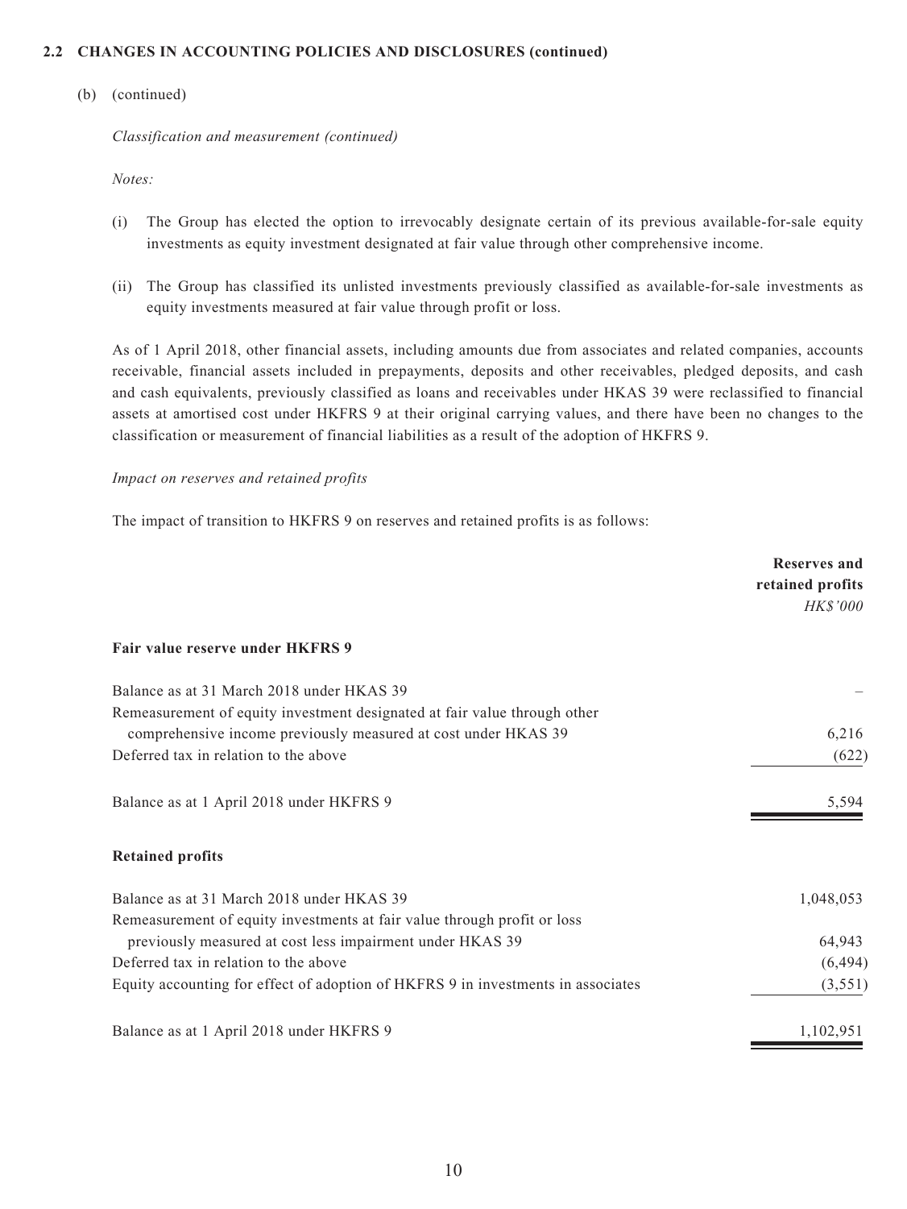**2.2 CHANGES IN ACCOUNTING POLICIES AND DISCLOSURES (continued)**

(b) (continued)

*Classification and measurement (continued)*

*Notes:*

(i) The Group has elected the option to irrevocably designate certain of its previous available-for-sale equity investments as equity investment designated at fair value through other comprehensive income.

(ii) The Group has classified its unlisted investments previously classified as available-for-sale investments as equity investments measured at fair value through profit or loss.

As of 1 April 2018, other financial assets, including amounts due from associates and related companies, accounts receivable, financial assets included in prepayments, deposits and other receivables, pledged deposits, and cash and cash equivalents, previously classified as loans and receivables under HKAS 39 were reclassified to financial assets at amortised cost under HKFRS 9 at their original carrying values, and there have been no changes to the classification or measurement of financial liabilities as a result of the adoption of HKFRS 9.

*Impact on reserves and retained profits*

The impact of transition to HKFRS 9 on reserves and retained profits is as follows:

| | Reserves and retained profits *HK$'000* |
|---|---|
| **Fair value reserve under HKFRS 9** | |
| Balance as at 31 March 2018 under HKAS 39 | – |
| Remeasurement of equity investment designated at fair value through other comprehensive income previously measured at cost under HKAS 39 | 6,216 |
| Deferred tax in relation to the above | (622) |
| Balance as at 1 April 2018 under HKFRS 9 | 5,594 |
| **Retained profits** | |
| Balance as at 31 March 2018 under HKAS 39 | 1,048,053 |
| Remeasurement of equity investments at fair value through profit or loss previously measured at cost less impairment under HKAS 39 | 64,943 |
| Deferred tax in relation to the above | (6,494) |
| Equity accounting for effect of adoption of HKFRS 9 in investments in associates | (3,551) |
| Balance as at 1 April 2018 under HKFRS 9 | 1,102,951 |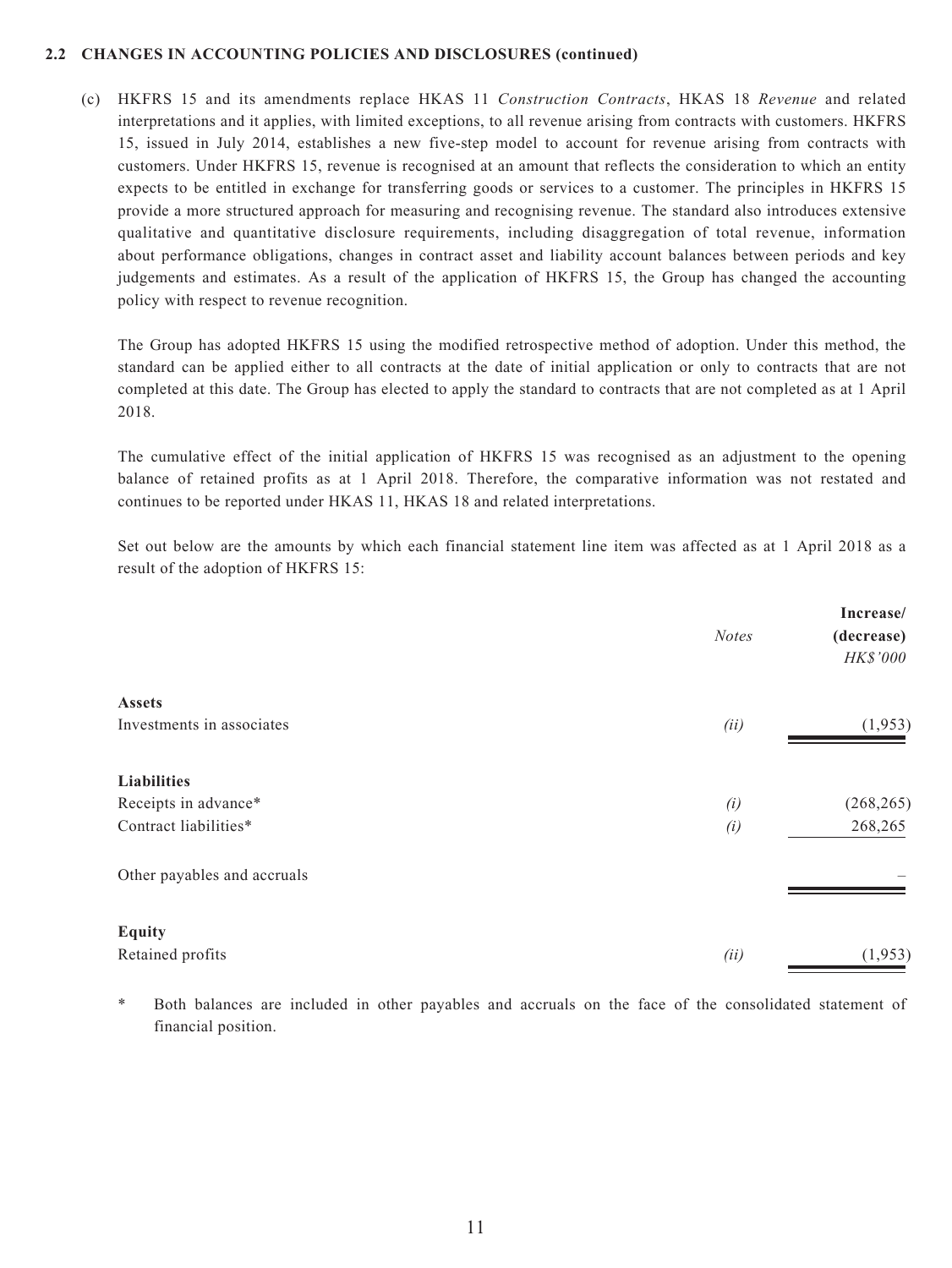**2.2 CHANGES IN ACCOUNTING POLICIES AND DISCLOSURES (continued)**

(c) HKFRS 15 and its amendments replace HKAS 11 *Construction Contracts*, HKAS 18 *Revenue* and related interpretations and it applies, with limited exceptions, to all revenue arising from contracts with customers. HKFRS 15, issued in July 2014, establishes a new five-step model to account for revenue arising from contracts with customers. Under HKFRS 15, revenue is recognised at an amount that reflects the consideration to which an entity expects to be entitled in exchange for transferring goods or services to a customer. The principles in HKFRS 15 provide a more structured approach for measuring and recognising revenue. The standard also introduces extensive qualitative and quantitative disclosure requirements, including disaggregation of total revenue, information about performance obligations, changes in contract asset and liability account balances between periods and key judgements and estimates. As a result of the application of HKFRS 15, the Group has changed the accounting policy with respect to revenue recognition.

The Group has adopted HKFRS 15 using the modified retrospective method of adoption. Under this method, the standard can be applied either to all contracts at the date of initial application or only to contracts that are not completed at this date. The Group has elected to apply the standard to contracts that are not completed as at 1 April 2018.

The cumulative effect of the initial application of HKFRS 15 was recognised as an adjustment to the opening balance of retained profits as at 1 April 2018. Therefore, the comparative information was not restated and continues to be reported under HKAS 11, HKAS 18 and related interpretations.

Set out below are the amounts by which each financial statement line item was affected as at 1 April 2018 as a result of the adoption of HKFRS 15:

| | *Notes* | **Increase/ (decrease)** *HK$'000* |
|---|---|---|
| **Assets** | | |
| Investments in associates | *(ii)* | (1,953) |
| **Liabilities** | | |
| Receipts in advance* | *(i)* | (268,265) |
| Contract liabilities* | *(i)* | 268,265 |
| Other payables and accruals | | – |
| **Equity** | | |
| Retained profits | *(ii)* | (1,953) |

\* Both balances are included in other payables and accruals on the face of the consolidated statement of financial position.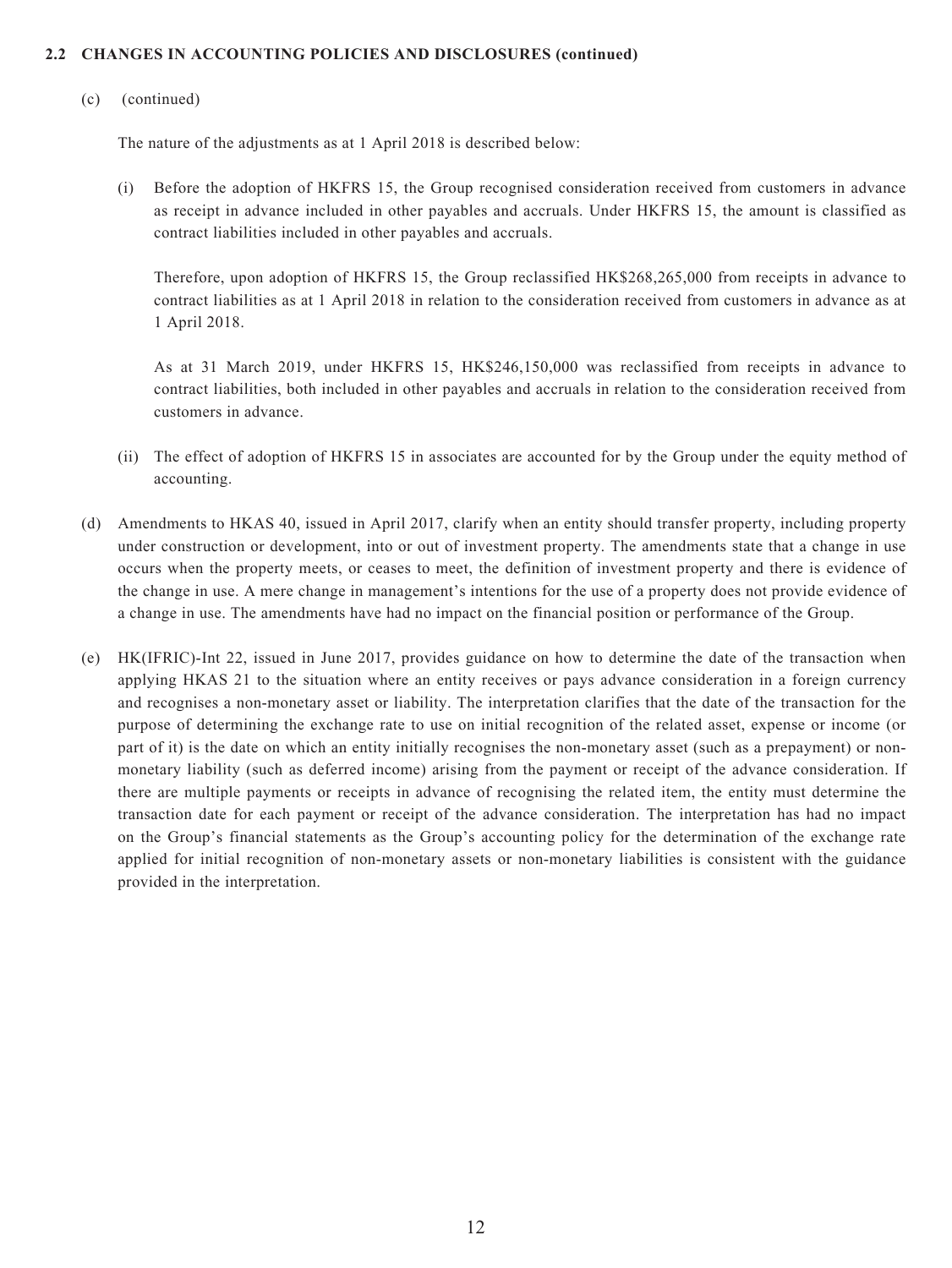**2.2 CHANGES IN ACCOUNTING POLICIES AND DISCLOSURES (continued)**

(c) (continued)

The nature of the adjustments as at 1 April 2018 is described below:

(i) Before the adoption of HKFRS 15, the Group recognised consideration received from customers in advance as receipt in advance included in other payables and accruals. Under HKFRS 15, the amount is classified as contract liabilities included in other payables and accruals.

Therefore, upon adoption of HKFRS 15, the Group reclassified HK$268,265,000 from receipts in advance to contract liabilities as at 1 April 2018 in relation to the consideration received from customers in advance as at 1 April 2018.

As at 31 March 2019, under HKFRS 15, HK$246,150,000 was reclassified from receipts in advance to contract liabilities, both included in other payables and accruals in relation to the consideration received from customers in advance.

(ii) The effect of adoption of HKFRS 15 in associates are accounted for by the Group under the equity method of accounting.

(d) Amendments to HKAS 40, issued in April 2017, clarify when an entity should transfer property, including property under construction or development, into or out of investment property. The amendments state that a change in use occurs when the property meets, or ceases to meet, the definition of investment property and there is evidence of the change in use. A mere change in management's intentions for the use of a property does not provide evidence of a change in use. The amendments have had no impact on the financial position or performance of the Group.

(e) HK(IFRIC)-Int 22, issued in June 2017, provides guidance on how to determine the date of the transaction when applying HKAS 21 to the situation where an entity receives or pays advance consideration in a foreign currency and recognises a non-monetary asset or liability. The interpretation clarifies that the date of the transaction for the purpose of determining the exchange rate to use on initial recognition of the related asset, expense or income (or part of it) is the date on which an entity initially recognises the non-monetary asset (such as a prepayment) or non-monetary liability (such as deferred income) arising from the payment or receipt of the advance consideration. If there are multiple payments or receipts in advance of recognising the related item, the entity must determine the transaction date for each payment or receipt of the advance consideration. The interpretation has had no impact on the Group's financial statements as the Group's accounting policy for the determination of the exchange rate applied for initial recognition of non-monetary assets or non-monetary liabilities is consistent with the guidance provided in the interpretation.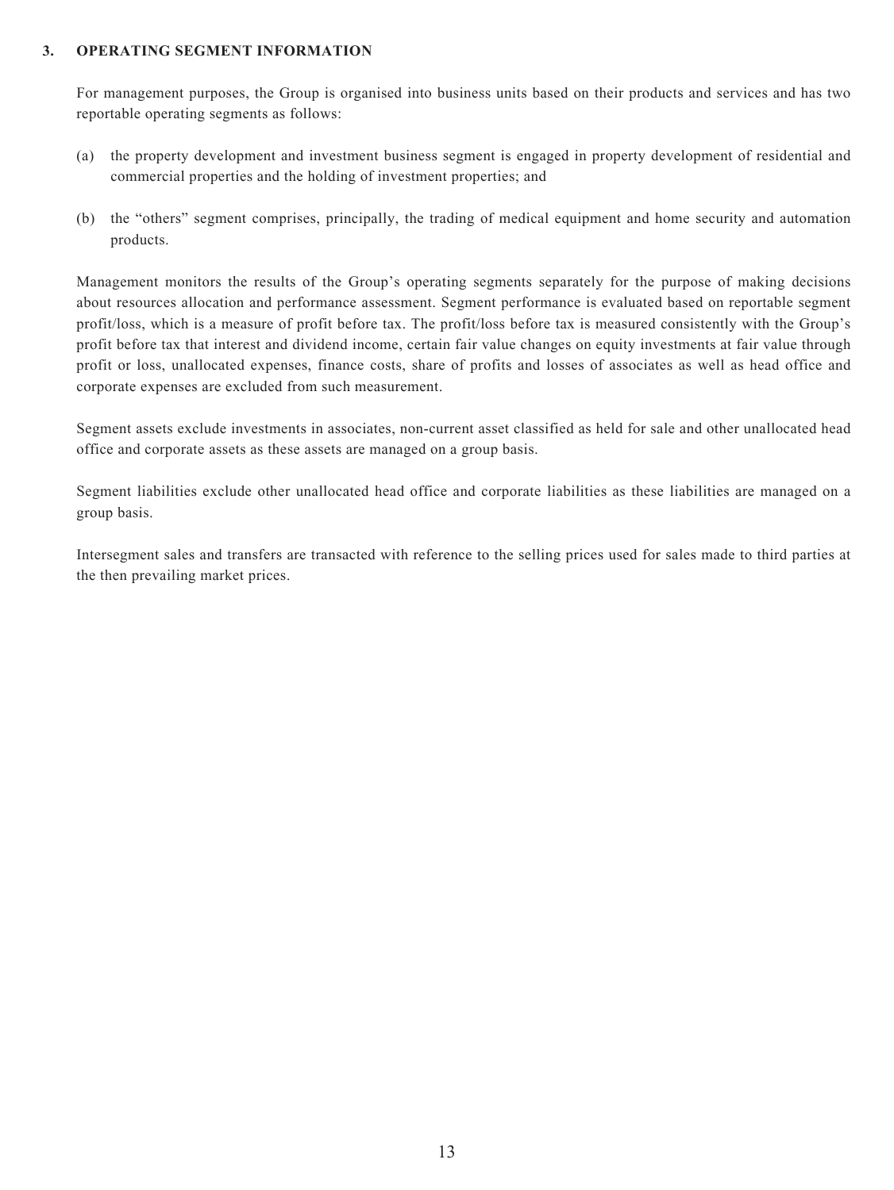## 3. OPERATING SEGMENT INFORMATION

For management purposes, the Group is organised into business units based on their products and services and has two reportable operating segments as follows:

(a) the property development and investment business segment is engaged in property development of residential and commercial properties and the holding of investment properties; and

(b) the "others" segment comprises, principally, the trading of medical equipment and home security and automation products.

Management monitors the results of the Group's operating segments separately for the purpose of making decisions about resources allocation and performance assessment. Segment performance is evaluated based on reportable segment profit/loss, which is a measure of profit before tax. The profit/loss before tax is measured consistently with the Group's profit before tax that interest and dividend income, certain fair value changes on equity investments at fair value through profit or loss, unallocated expenses, finance costs, share of profits and losses of associates as well as head office and corporate expenses are excluded from such measurement.

Segment assets exclude investments in associates, non-current asset classified as held for sale and other unallocated head office and corporate assets as these assets are managed on a group basis.

Segment liabilities exclude other unallocated head office and corporate liabilities as these liabilities are managed on a group basis.

Intersegment sales and transfers are transacted with reference to the selling prices used for sales made to third parties at the then prevailing market prices.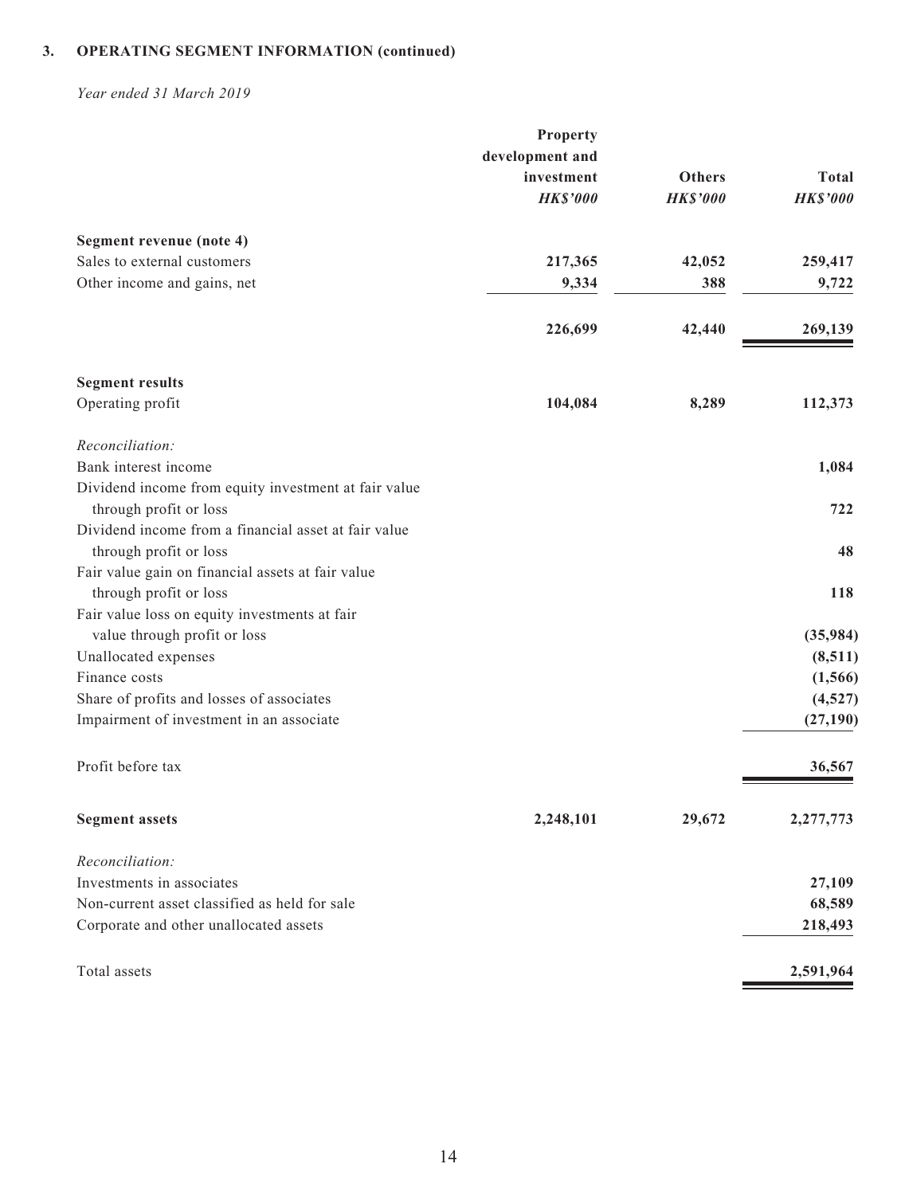## 3. OPERATING SEGMENT INFORMATION (continued)

*Year ended 31 March 2019*

| | Property development and investment *HK$'000* | Others *HK$'000* | Total *HK$'000* |
|---|---|---|---|
| **Segment revenue (note 4)** | | | |
| Sales to external customers | **217,365** | **42,052** | **259,417** |
| Other income and gains, net | **9,334** | **388** | **9,722** |
| | **226,699** | **42,440** | **269,139** |
| **Segment results** | | | |
| Operating profit | **104,084** | **8,289** | **112,373** |
| *Reconciliation:* | | | |
| Bank interest income | | | **1,084** |
| Dividend income from equity investment at fair value through profit or loss | | | **722** |
| Dividend income from a financial asset at fair value through profit or loss | | | **48** |
| Fair value gain on financial assets at fair value through profit or loss | | | **118** |
| Fair value loss on equity investments at fair value through profit or loss | | | **(35,984)** |
| Unallocated expenses | | | **(8,511)** |
| Finance costs | | | **(1,566)** |
| Share of profits and losses of associates | | | **(4,527)** |
| Impairment of investment in an associate | | | **(27,190)** |
| Profit before tax | | | **36,567** |
| **Segment assets** | **2,248,101** | **29,672** | **2,277,773** |
| *Reconciliation:* | | | |
| Investments in associates | | | **27,109** |
| Non-current asset classified as held for sale | | | **68,589** |
| Corporate and other unallocated assets | | | **218,493** |
| Total assets | | | **2,591,964** |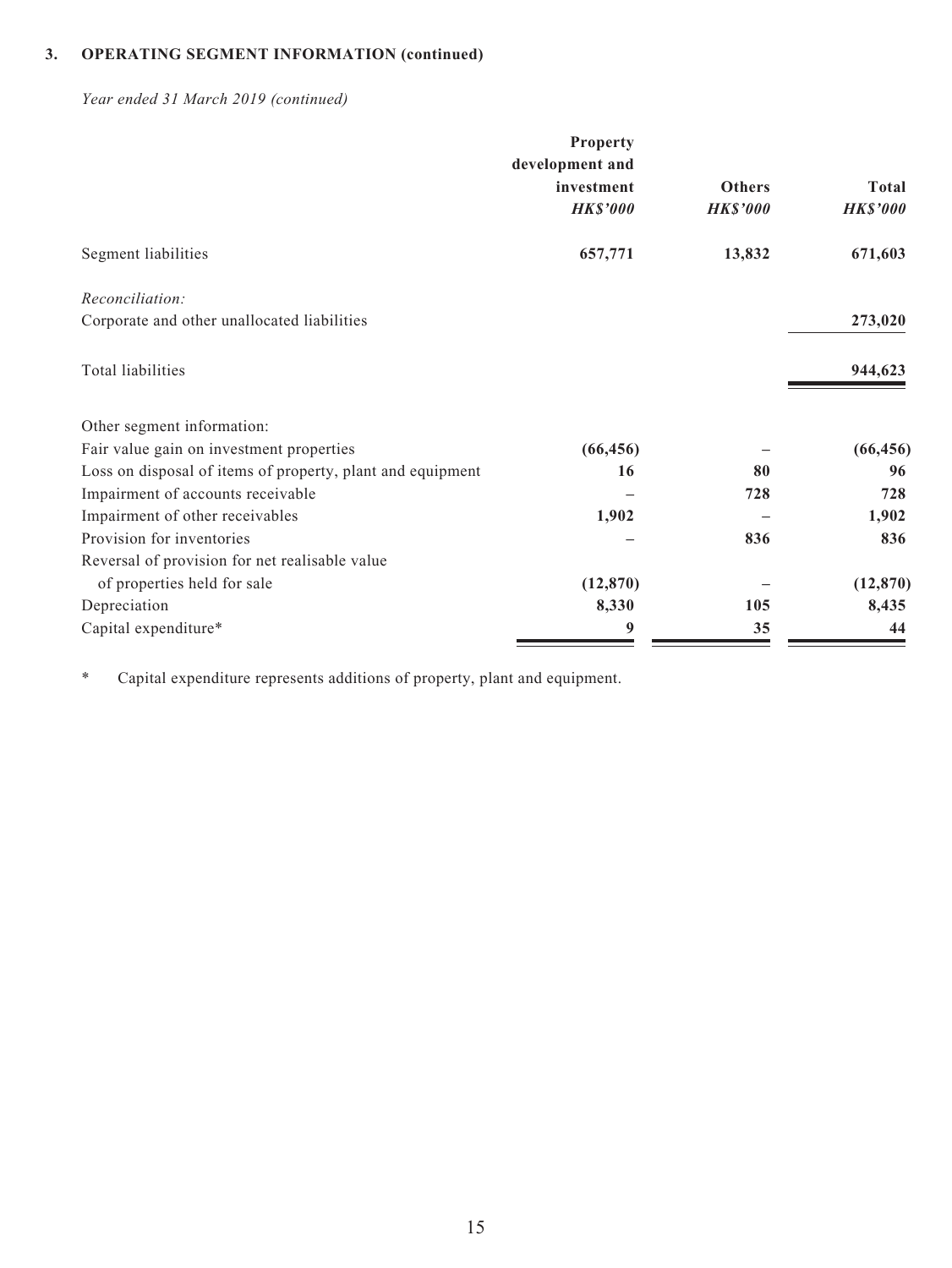## 3. OPERATING SEGMENT INFORMATION (continued)

*Year ended 31 March 2019 (continued)*

| | Property development and investment *HK$'000* | Others *HK$'000* | Total *HK$'000* |
|---|---|---|---|
| Segment liabilities | **657,771** | **13,832** | **671,603** |
| *Reconciliation:* | | | |
| Corporate and other unallocated liabilities | | | **273,020** |
| Total liabilities | | | **944,623** |
| Other segment information: | | | |
| Fair value gain on investment properties | **(66,456)** | **–** | **(66,456)** |
| Loss on disposal of items of property, plant and equipment | **16** | **80** | **96** |
| Impairment of accounts receivable | **–** | **728** | **728** |
| Impairment of other receivables | **1,902** | **–** | **1,902** |
| Provision for inventories | **–** | **836** | **836** |
| Reversal of provision for net realisable value of properties held for sale | **(12,870)** | **–** | **(12,870)** |
| Depreciation | **8,330** | **105** | **8,435** |
| Capital expenditure* | **9** | **35** | **44** |

\* Capital expenditure represents additions of property, plant and equipment.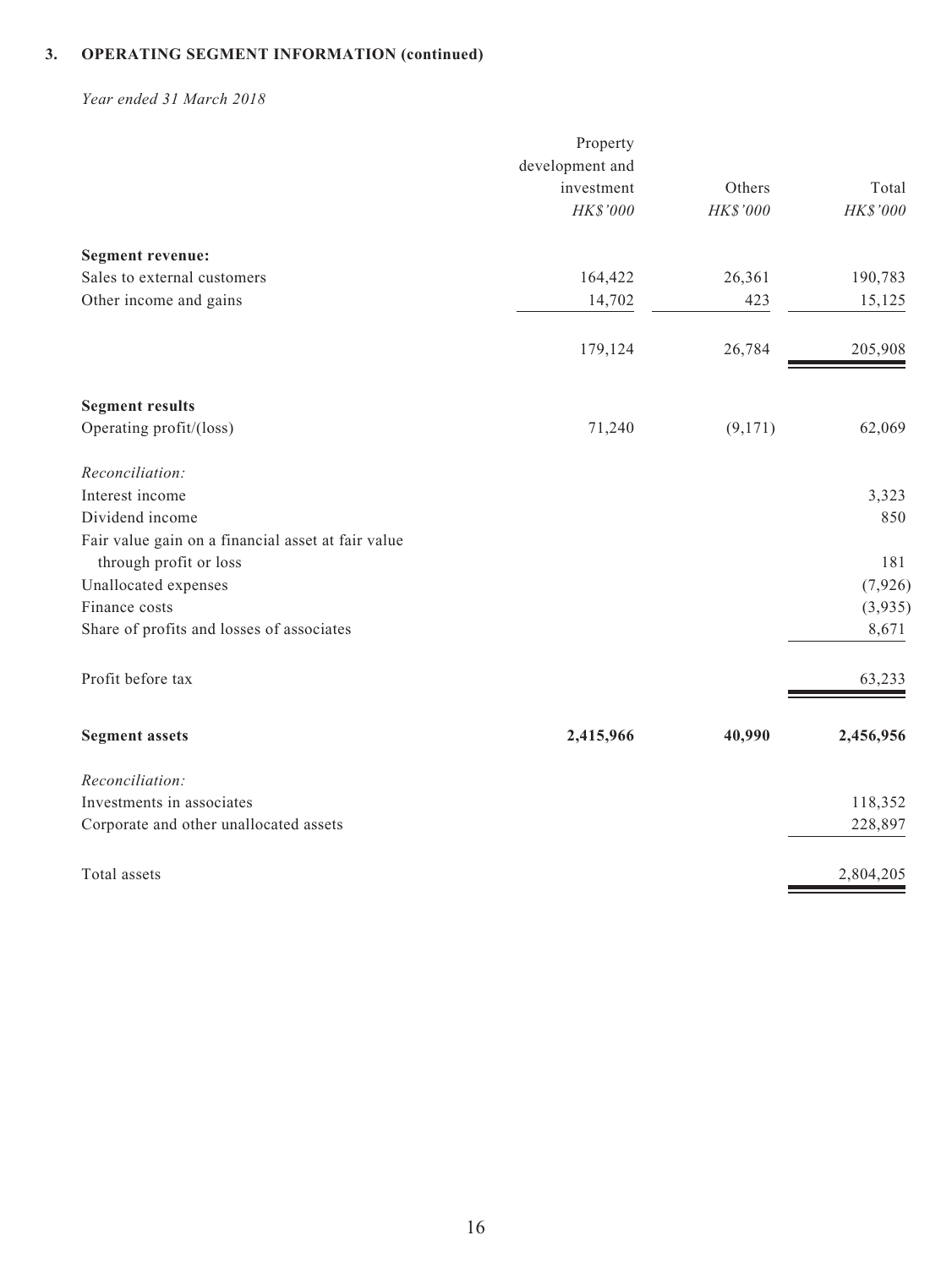## 3. OPERATING SEGMENT INFORMATION (continued)

*Year ended 31 March 2018*

| | Property development and investment | Others | Total |
|---|---|---|---|
| | *HK$'000* | *HK$'000* | *HK$'000* |
| **Segment revenue:** | | | |
| Sales to external customers | 164,422 | 26,361 | 190,783 |
| Other income and gains | 14,702 | 423 | 15,125 |
| | 179,124 | 26,784 | 205,908 |
| **Segment results** | | | |
| Operating profit/(loss) | 71,240 | (9,171) | 62,069 |
| *Reconciliation:* | | | |
| Interest income | | | 3,323 |
| Dividend income | | | 850 |
| Fair value gain on a financial asset at fair value through profit or loss | | | 181 |
| Unallocated expenses | | | (7,926) |
| Finance costs | | | (3,935) |
| Share of profits and losses of associates | | | 8,671 |
| Profit before tax | | | 63,233 |
| **Segment assets** | **2,415,966** | **40,990** | **2,456,956** |
| *Reconciliation:* | | | |
| Investments in associates | | | 118,352 |
| Corporate and other unallocated assets | | | 228,897 |
| Total assets | | | 2,804,205 |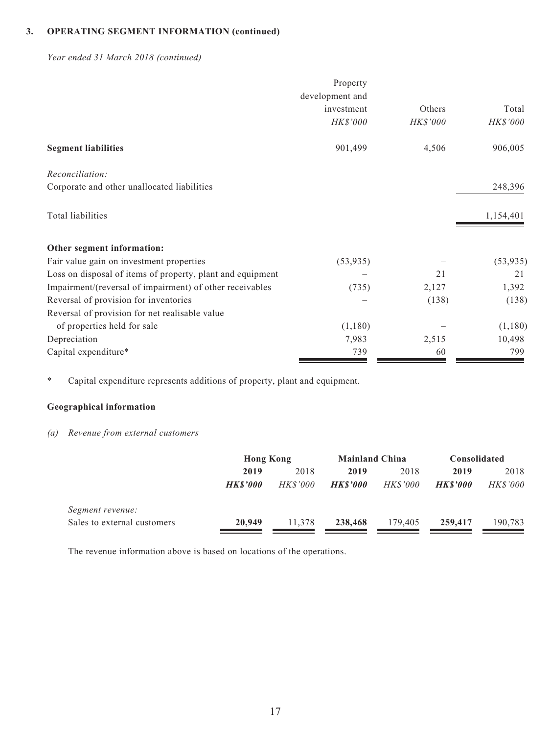### 3. OPERATING SEGMENT INFORMATION (continued)

*Year ended 31 March 2018 (continued)*

| | Property development and investment | Others | Total |
|---|---|---|---|
| | *HK$'000* | *HK$'000* | *HK$'000* |
| **Segment liabilities** | 901,499 | 4,506 | 906,005 |
| *Reconciliation:* | | | |
| Corporate and other unallocated liabilities | | | 248,396 |
| Total liabilities | | | 1,154,401 |
| **Other segment information:** | | | |
| Fair value gain on investment properties | (53,935) | – | (53,935) |
| Loss on disposal of items of property, plant and equipment | – | 21 | 21 |
| Impairment/(reversal of impairment) of other receivables | (735) | 2,127 | 1,392 |
| Reversal of provision for inventories | – | (138) | (138) |
| Reversal of provision for net realisable value of properties held for sale | (1,180) | – | (1,180) |
| Depreciation | 7,983 | 2,515 | 10,498 |
| Capital expenditure* | 739 | 60 | 799 |

\* Capital expenditure represents additions of property, plant and equipment.

**Geographical information**

*(a) Revenue from external customers*

| | Hong Kong | | Mainland China | | Consolidated | |
|---|---|---|---|---|---|---|
| | **2019** | 2018 | **2019** | 2018 | **2019** | 2018 |
| | ***HK$'000*** | *HK$'000* | ***HK$'000*** | *HK$'000* | ***HK$'000*** | *HK$'000* |
| *Segment revenue:* | | | | | | |
| Sales to external customers | **20,949** | 11,378 | **238,468** | 179,405 | **259,417** | 190,783 |

The revenue information above is based on locations of the operations.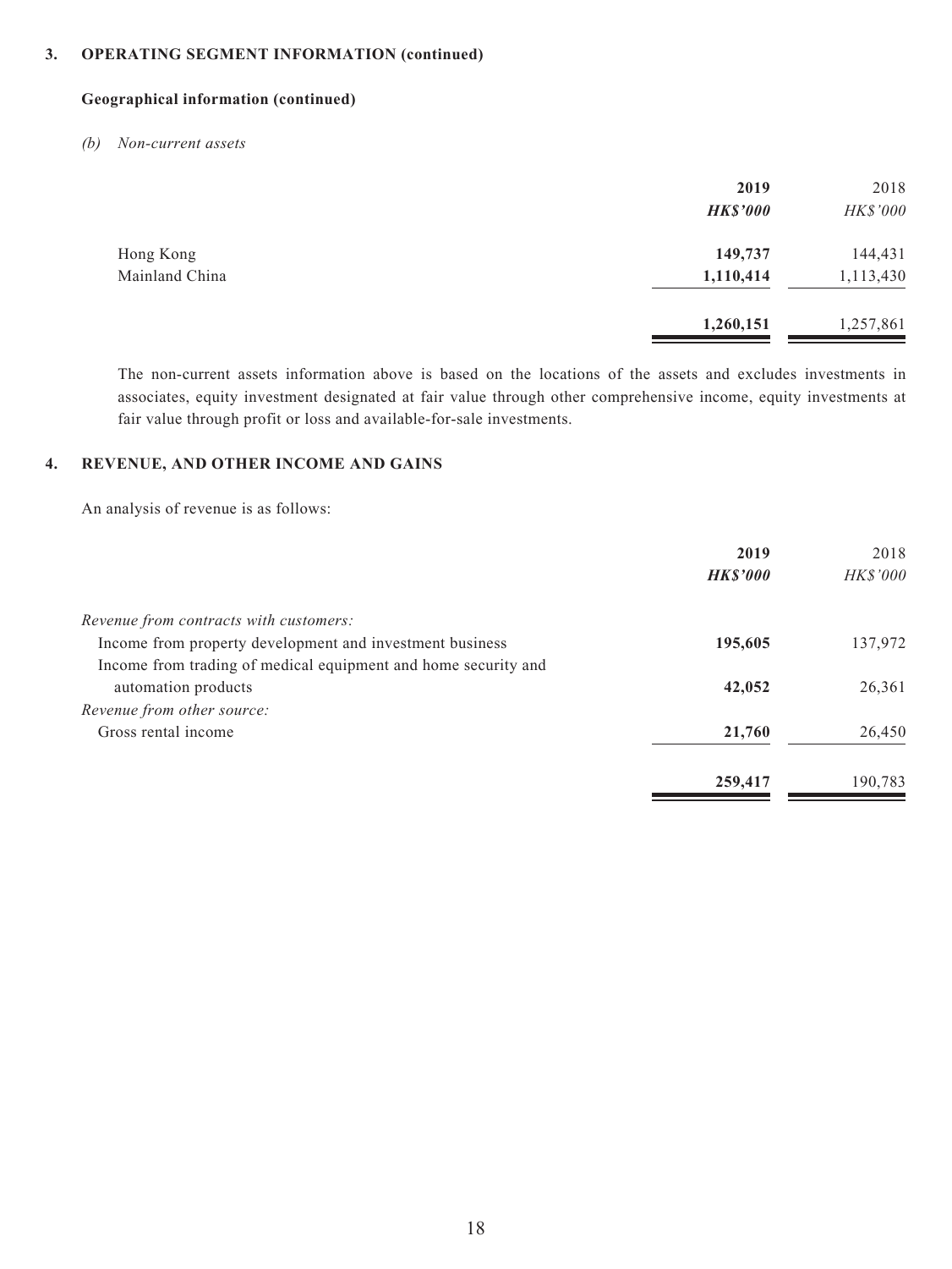### 3. OPERATING SEGMENT INFORMATION (continued)

#### Geographical information (continued)

*(b) Non-current assets*

| | **2019** | 2018 |
|---|---|---|
| | ***HK$'000*** | *HK$'000* |
| Hong Kong | **149,737** | 144,431 |
| Mainland China | **1,110,414** | 1,113,430 |
| | **1,260,151** | 1,257,861 |

The non-current assets information above is based on the locations of the assets and excludes investments in associates, equity investment designated at fair value through other comprehensive income, equity investments at fair value through profit or loss and available-for-sale investments.

### 4. REVENUE, AND OTHER INCOME AND GAINS

An analysis of revenue is as follows:

| | **2019** | 2018 |
|---|---|---|
| | ***HK$'000*** | *HK$'000* |
| *Revenue from contracts with customers:* | | |
| Income from property development and investment business | **195,605** | 137,972 |
| Income from trading of medical equipment and home security and automation products | **42,052** | 26,361 |
| *Revenue from other source:* | | |
| Gross rental income | **21,760** | 26,450 |
| | **259,417** | 190,783 |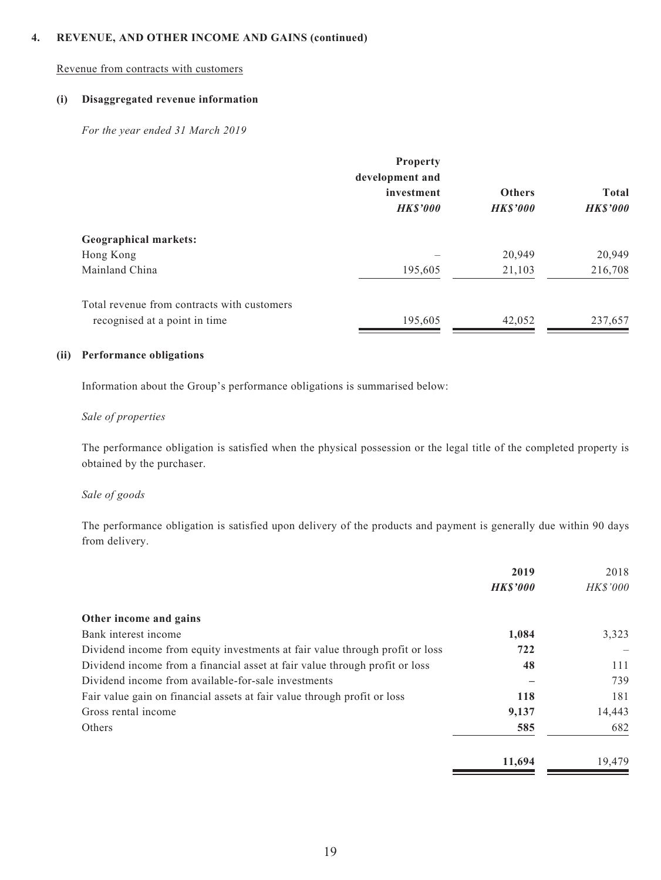## 4. REVENUE, AND OTHER INCOME AND GAINS (continued)

Revenue from contracts with customers

### (i) Disaggregated revenue information

*For the year ended 31 March 2019*

| | Property development and investment | Others | Total |
|---|---|---|---|
| | ***HK$'000*** | ***HK$'000*** | ***HK$'000*** |
| **Geographical markets:** | | | |
| Hong Kong | – | 20,949 | 20,949 |
| Mainland China | 195,605 | 21,103 | 216,708 |
| Total revenue from contracts with customers recognised at a point in time | 195,605 | 42,052 | 237,657 |

### (ii) Performance obligations

Information about the Group's performance obligations is summarised below:

*Sale of properties*

The performance obligation is satisfied when the physical possession or the legal title of the completed property is obtained by the purchaser.

*Sale of goods*

The performance obligation is satisfied upon delivery of the products and payment is generally due within 90 days from delivery.

| | **2019** | 2018 |
|---|---|---|
| | ***HK$'000*** | *HK$'000* |
| **Other income and gains** | | |
| Bank interest income | **1,084** | 3,323 |
| Dividend income from equity investments at fair value through profit or loss | **722** | – |
| Dividend income from a financial asset at fair value through profit or loss | **48** | 111 |
| Dividend income from available-for-sale investments | **–** | 739 |
| Fair value gain on financial assets at fair value through profit or loss | **118** | 181 |
| Gross rental income | **9,137** | 14,443 |
| Others | **585** | 682 |
| | **11,694** | 19,479 |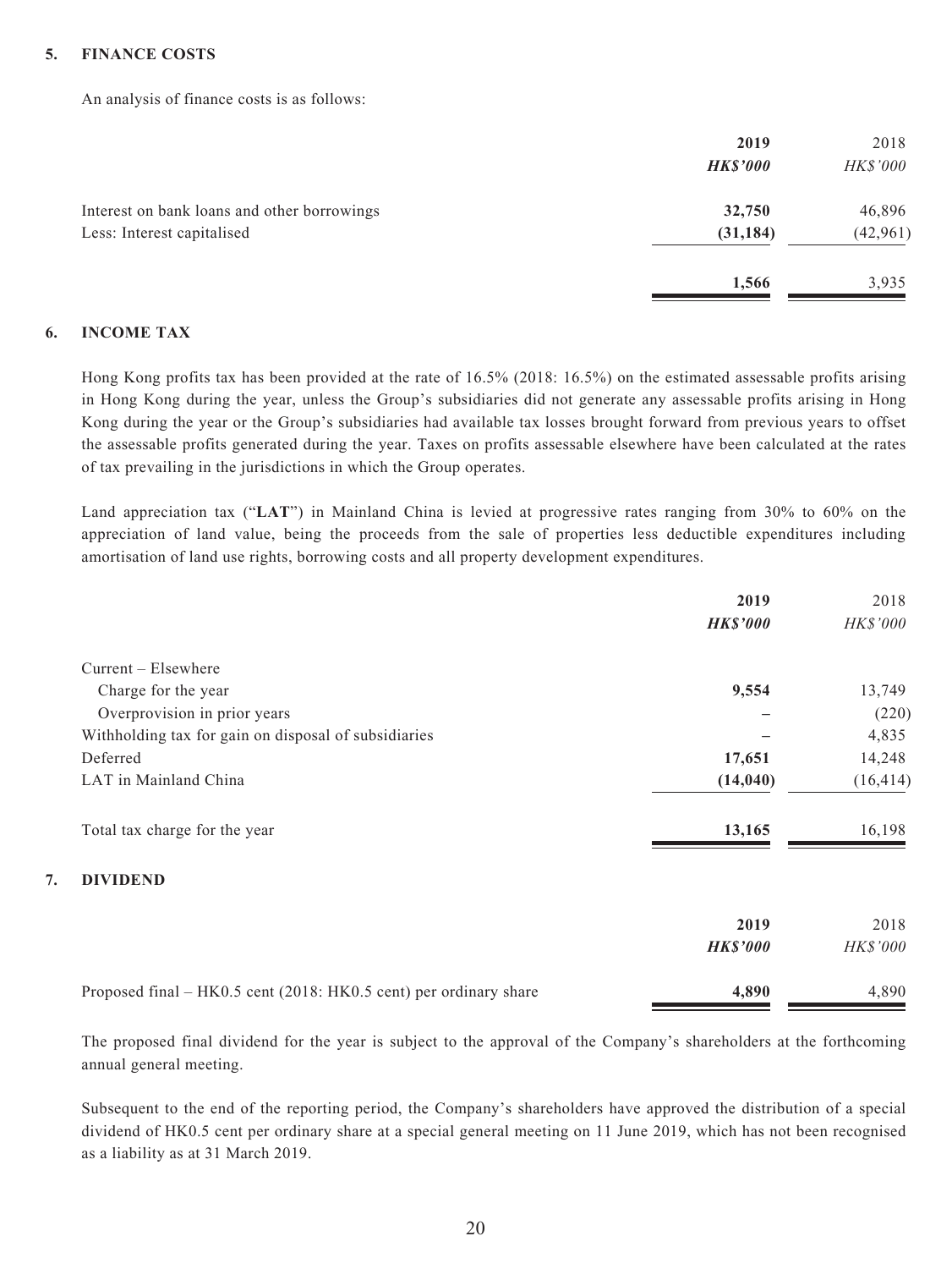## 5. FINANCE COSTS

An analysis of finance costs is as follows:

| | **2019** | 2018 |
|---|---|---|
| | ***HK$'000*** | *HK$'000* |
| Interest on bank loans and other borrowings | **32,750** | 46,896 |
| Less: Interest capitalised | **(31,184)** | (42,961) |
| | **1,566** | 3,935 |

## 6. INCOME TAX

Hong Kong profits tax has been provided at the rate of 16.5% (2018: 16.5%) on the estimated assessable profits arising in Hong Kong during the year, unless the Group's subsidiaries did not generate any assessable profits arising in Hong Kong during the year or the Group's subsidiaries had available tax losses brought forward from previous years to offset the assessable profits generated during the year. Taxes on profits assessable elsewhere have been calculated at the rates of tax prevailing in the jurisdictions in which the Group operates.

Land appreciation tax ("**LAT**") in Mainland China is levied at progressive rates ranging from 30% to 60% on the appreciation of land value, being the proceeds from the sale of properties less deductible expenditures including amortisation of land use rights, borrowing costs and all property development expenditures.

| | **2019** | 2018 |
|---|---|---|
| | ***HK$'000*** | *HK$'000* |
| Current – Elsewhere | | |
| Charge for the year | **9,554** | 13,749 |
| Overprovision in prior years | **–** | (220) |
| Withholding tax for gain on disposal of subsidiaries | **–** | 4,835 |
| Deferred | **17,651** | 14,248 |
| LAT in Mainland China | **(14,040)** | (16,414) |
| Total tax charge for the year | **13,165** | 16,198 |

## 7. DIVIDEND

| | **2019** | 2018 |
|---|---|---|
| | ***HK$'000*** | *HK$'000* |
| Proposed final – HK0.5 cent (2018: HK0.5 cent) per ordinary share | **4,890** | 4,890 |

The proposed final dividend for the year is subject to the approval of the Company's shareholders at the forthcoming annual general meeting.

Subsequent to the end of the reporting period, the Company's shareholders have approved the distribution of a special dividend of HK0.5 cent per ordinary share at a special general meeting on 11 June 2019, which has not been recognised as a liability as at 31 March 2019.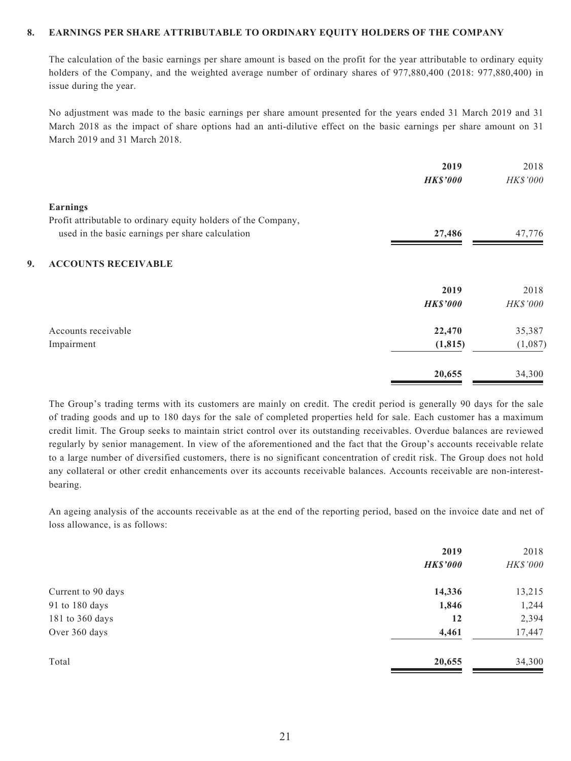## 8. EARNINGS PER SHARE ATTRIBUTABLE TO ORDINARY EQUITY HOLDERS OF THE COMPANY

The calculation of the basic earnings per share amount is based on the profit for the year attributable to ordinary equity holders of the Company, and the weighted average number of ordinary shares of 977,880,400 (2018: 977,880,400) in issue during the year.

No adjustment was made to the basic earnings per share amount presented for the years ended 31 March 2019 and 31 March 2018 as the impact of share options had an anti-dilutive effect on the basic earnings per share amount on 31 March 2019 and 31 March 2018.

| | **2019** | 2018 |
|---|---|---|
| | ***HK$'000*** | *HK$'000* |
| **Earnings** | | |
| Profit attributable to ordinary equity holders of the Company, used in the basic earnings per share calculation | **27,486** | 47,776 |

## 9. ACCOUNTS RECEIVABLE

| | **2019** | 2018 |
|---|---|---|
| | ***HK$'000*** | *HK$'000* |
| Accounts receivable | **22,470** | 35,387 |
| Impairment | **(1,815)** | (1,087) |
| | **20,655** | 34,300 |

The Group's trading terms with its customers are mainly on credit. The credit period is generally 90 days for the sale of trading goods and up to 180 days for the sale of completed properties held for sale. Each customer has a maximum credit limit. The Group seeks to maintain strict control over its outstanding receivables. Overdue balances are reviewed regularly by senior management. In view of the aforementioned and the fact that the Group's accounts receivable relate to a large number of diversified customers, there is no significant concentration of credit risk. The Group does not hold any collateral or other credit enhancements over its accounts receivable balances. Accounts receivable are non-interest-bearing.

An ageing analysis of the accounts receivable as at the end of the reporting period, based on the invoice date and net of loss allowance, is as follows:

| | **2019** | 2018 |
|---|---|---|
| | ***HK$'000*** | *HK$'000* |
| Current to 90 days | **14,336** | 13,215 |
| 91 to 180 days | **1,846** | 1,244 |
| 181 to 360 days | **12** | 2,394 |
| Over 360 days | **4,461** | 17,447 |
| Total | **20,655** | 34,300 |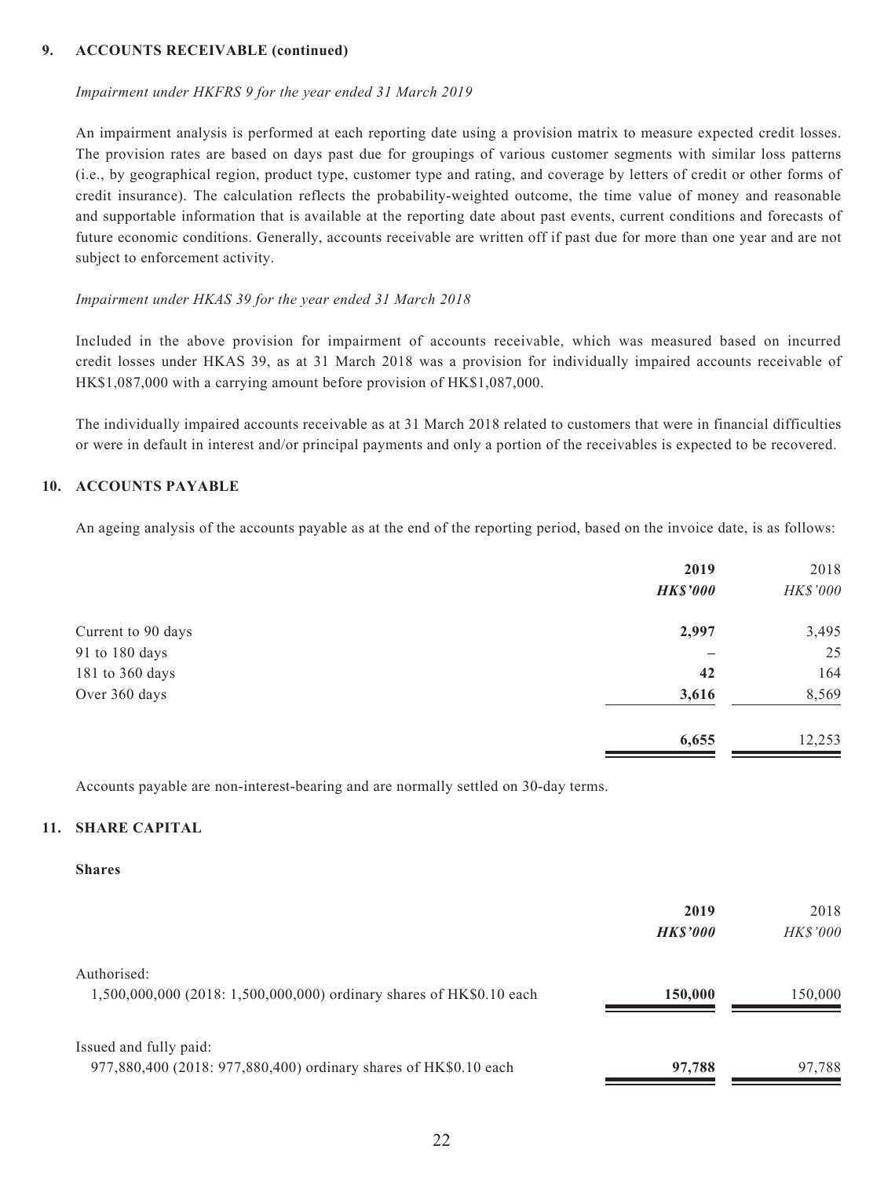## 9. ACCOUNTS RECEIVABLE (continued)

*Impairment under HKFRS 9 for the year ended 31 March 2019*

An impairment analysis is performed at each reporting date using a provision matrix to measure expected credit losses. The provision rates are based on days past due for groupings of various customer segments with similar loss patterns (i.e., by geographical region, product type, customer type and rating, and coverage by letters of credit or other forms of credit insurance). The calculation reflects the probability-weighted outcome, the time value of money and reasonable and supportable information that is available at the reporting date about past events, current conditions and forecasts of future economic conditions. Generally, accounts receivable are written off if past due for more than one year and are not subject to enforcement activity.

*Impairment under HKAS 39 for the year ended 31 March 2018*

Included in the above provision for impairment of accounts receivable, which was measured based on incurred credit losses under HKAS 39, as at 31 March 2018 was a provision for individually impaired accounts receivable of HK$1,087,000 with a carrying amount before provision of HK$1,087,000.

The individually impaired accounts receivable as at 31 March 2018 related to customers that were in financial difficulties or were in default in interest and/or principal payments and only a portion of the receivables is expected to be recovered.

## 10. ACCOUNTS PAYABLE

An ageing analysis of the accounts payable as at the end of the reporting period, based on the invoice date, is as follows:

| | **2019** | 2018 |
|---|---|---|
| | ***HK$'000*** | *HK$'000* |
| Current to 90 days | **2,997** | 3,495 |
| 91 to 180 days | **–** | 25 |
| 181 to 360 days | **42** | 164 |
| Over 360 days | **3,616** | 8,569 |
| | **6,655** | 12,253 |

Accounts payable are non-interest-bearing and are normally settled on 30-day terms.

## 11. SHARE CAPITAL

**Shares**

| | **2019** | 2018 |
|---|---|---|
| | ***HK$'000*** | *HK$'000* |
| Authorised: | | |
| 1,500,000,000 (2018: 1,500,000,000) ordinary shares of HK$0.10 each | **150,000** | 150,000 |
| Issued and fully paid: | | |
| 977,880,400 (2018: 977,880,400) ordinary shares of HK$0.10 each | **97,788** | 97,788 |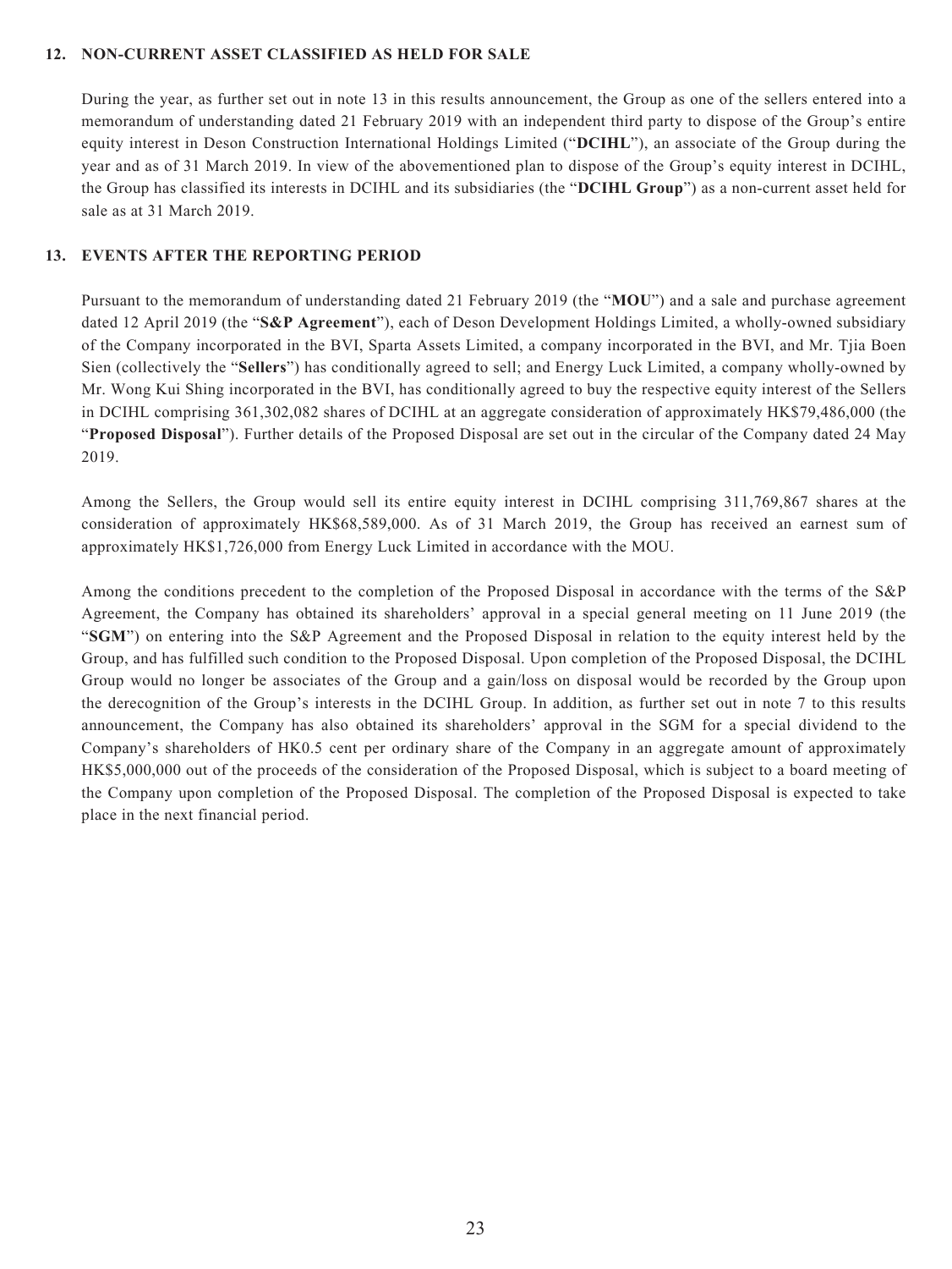## 12. NON-CURRENT ASSET CLASSIFIED AS HELD FOR SALE

During the year, as further set out in note 13 in this results announcement, the Group as one of the sellers entered into a memorandum of understanding dated 21 February 2019 with an independent third party to dispose of the Group's entire equity interest in Deson Construction International Holdings Limited ("**DCIHL**"), an associate of the Group during the year and as of 31 March 2019. In view of the abovementioned plan to dispose of the Group's equity interest in DCIHL, the Group has classified its interests in DCIHL and its subsidiaries (the "**DCIHL Group**") as a non-current asset held for sale as at 31 March 2019.

## 13. EVENTS AFTER THE REPORTING PERIOD

Pursuant to the memorandum of understanding dated 21 February 2019 (the "**MOU**") and a sale and purchase agreement dated 12 April 2019 (the "**S&P Agreement**"), each of Deson Development Holdings Limited, a wholly-owned subsidiary of the Company incorporated in the BVI, Sparta Assets Limited, a company incorporated in the BVI, and Mr. Tjia Boen Sien (collectively the "**Sellers**") has conditionally agreed to sell; and Energy Luck Limited, a company wholly-owned by Mr. Wong Kui Shing incorporated in the BVI, has conditionally agreed to buy the respective equity interest of the Sellers in DCIHL comprising 361,302,082 shares of DCIHL at an aggregate consideration of approximately HK$79,486,000 (the "**Proposed Disposal**"). Further details of the Proposed Disposal are set out in the circular of the Company dated 24 May 2019.

Among the Sellers, the Group would sell its entire equity interest in DCIHL comprising 311,769,867 shares at the consideration of approximately HK$68,589,000. As of 31 March 2019, the Group has received an earnest sum of approximately HK$1,726,000 from Energy Luck Limited in accordance with the MOU.

Among the conditions precedent to the completion of the Proposed Disposal in accordance with the terms of the S&P Agreement, the Company has obtained its shareholders' approval in a special general meeting on 11 June 2019 (the "**SGM**") on entering into the S&P Agreement and the Proposed Disposal in relation to the equity interest held by the Group, and has fulfilled such condition to the Proposed Disposal. Upon completion of the Proposed Disposal, the DCIHL Group would no longer be associates of the Group and a gain/loss on disposal would be recorded by the Group upon the derecognition of the Group's interests in the DCIHL Group. In addition, as further set out in note 7 to this results announcement, the Company has also obtained its shareholders' approval in the SGM for a special dividend to the Company's shareholders of HK0.5 cent per ordinary share of the Company in an aggregate amount of approximately HK$5,000,000 out of the proceeds of the consideration of the Proposed Disposal, which is subject to a board meeting of the Company upon completion of the Proposed Disposal. The completion of the Proposed Disposal is expected to take place in the next financial period.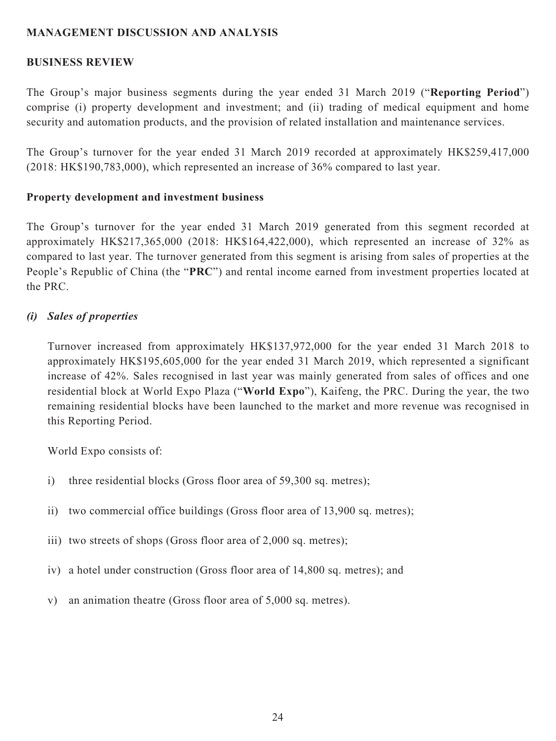## MANAGEMENT DISCUSSION AND ANALYSIS

### BUSINESS REVIEW

The Group's major business segments during the year ended 31 March 2019 ("**Reporting Period**") comprise (i) property development and investment; and (ii) trading of medical equipment and home security and automation products, and the provision of related installation and maintenance services.

The Group's turnover for the year ended 31 March 2019 recorded at approximately HK$259,417,000 (2018: HK$190,783,000), which represented an increase of 36% compared to last year.

### Property development and investment business

The Group's turnover for the year ended 31 March 2019 generated from this segment recorded at approximately HK$217,365,000 (2018: HK$164,422,000), which represented an increase of 32% as compared to last year. The turnover generated from this segment is arising from sales of properties at the People's Republic of China (the "**PRC**") and rental income earned from investment properties located at the PRC.

***(i) Sales of properties***

Turnover increased from approximately HK$137,972,000 for the year ended 31 March 2018 to approximately HK$195,605,000 for the year ended 31 March 2019, which represented a significant increase of 42%. Sales recognised in last year was mainly generated from sales of offices and one residential block at World Expo Plaza ("**World Expo**"), Kaifeng, the PRC. During the year, the two remaining residential blocks have been launched to the market and more revenue was recognised in this Reporting Period.

World Expo consists of:

i) three residential blocks (Gross floor area of 59,300 sq. metres);

ii) two commercial office buildings (Gross floor area of 13,900 sq. metres);

iii) two streets of shops (Gross floor area of 2,000 sq. metres);

iv) a hotel under construction (Gross floor area of 14,800 sq. metres); and

v) an animation theatre (Gross floor area of 5,000 sq. metres).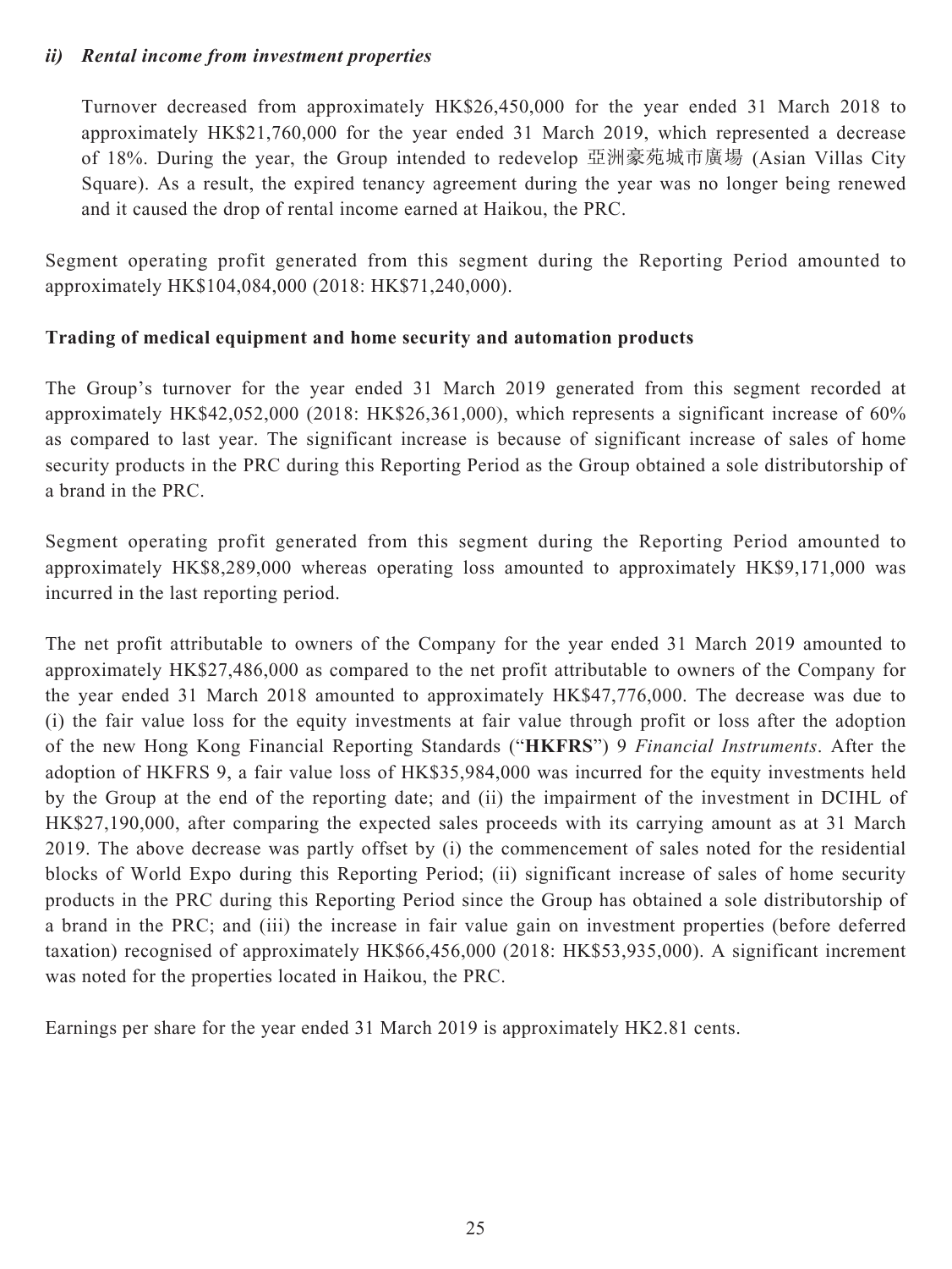### *ii) Rental income from investment properties*

Turnover decreased from approximately HK$26,450,000 for the year ended 31 March 2018 to approximately HK$21,760,000 for the year ended 31 March 2019, which represented a decrease of 18%. During the year, the Group intended to redevelop 亞洲豪苑城市廣場 (Asian Villas City Square). As a result, the expired tenancy agreement during the year was no longer being renewed and it caused the drop of rental income earned at Haikou, the PRC.

Segment operating profit generated from this segment during the Reporting Period amounted to approximately HK$104,084,000 (2018: HK$71,240,000).

**Trading of medical equipment and home security and automation products**

The Group's turnover for the year ended 31 March 2019 generated from this segment recorded at approximately HK$42,052,000 (2018: HK$26,361,000), which represents a significant increase of 60% as compared to last year. The significant increase is because of significant increase of sales of home security products in the PRC during this Reporting Period as the Group obtained a sole distributorship of a brand in the PRC.

Segment operating profit generated from this segment during the Reporting Period amounted to approximately HK$8,289,000 whereas operating loss amounted to approximately HK$9,171,000 was incurred in the last reporting period.

The net profit attributable to owners of the Company for the year ended 31 March 2019 amounted to approximately HK$27,486,000 as compared to the net profit attributable to owners of the Company for the year ended 31 March 2018 amounted to approximately HK$47,776,000. The decrease was due to (i) the fair value loss for the equity investments at fair value through profit or loss after the adoption of the new Hong Kong Financial Reporting Standards ("**HKFRS**") 9 *Financial Instruments*. After the adoption of HKFRS 9, a fair value loss of HK$35,984,000 was incurred for the equity investments held by the Group at the end of the reporting date; and (ii) the impairment of the investment in DCIHL of HK$27,190,000, after comparing the expected sales proceeds with its carrying amount as at 31 March 2019. The above decrease was partly offset by (i) the commencement of sales noted for the residential blocks of World Expo during this Reporting Period; (ii) significant increase of sales of home security products in the PRC during this Reporting Period since the Group has obtained a sole distributorship of a brand in the PRC; and (iii) the increase in fair value gain on investment properties (before deferred taxation) recognised of approximately HK$66,456,000 (2018: HK$53,935,000). A significant increment was noted for the properties located in Haikou, the PRC.

Earnings per share for the year ended 31 March 2019 is approximately HK2.81 cents.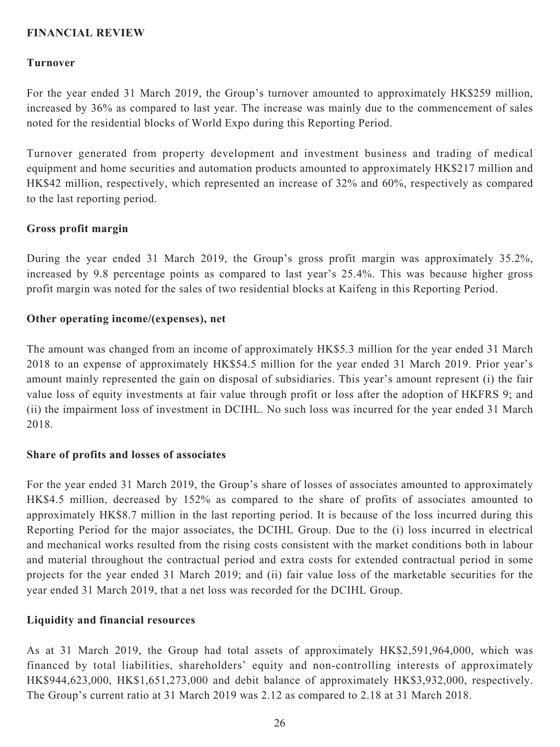## FINANCIAL REVIEW

### Turnover

For the year ended 31 March 2019, the Group's turnover amounted to approximately HK$259 million, increased by 36% as compared to last year. The increase was mainly due to the commencement of sales noted for the residential blocks of World Expo during this Reporting Period.

Turnover generated from property development and investment business and trading of medical equipment and home securities and automation products amounted to approximately HK$217 million and HK$42 million, respectively, which represented an increase of 32% and 60%, respectively as compared to the last reporting period.

### Gross profit margin

During the year ended 31 March 2019, the Group's gross profit margin was approximately 35.2%, increased by 9.8 percentage points as compared to last year's 25.4%. This was because higher gross profit margin was noted for the sales of two residential blocks at Kaifeng in this Reporting Period.

### Other operating income/(expenses), net

The amount was changed from an income of approximately HK$5.3 million for the year ended 31 March 2018 to an expense of approximately HK$54.5 million for the year ended 31 March 2019. Prior year's amount mainly represented the gain on disposal of subsidiaries. This year's amount represent (i) the fair value loss of equity investments at fair value through profit or loss after the adoption of HKFRS 9; and (ii) the impairment loss of investment in DCIHL. No such loss was incurred for the year ended 31 March 2018.

### Share of profits and losses of associates

For the year ended 31 March 2019, the Group's share of losses of associates amounted to approximately HK$4.5 million, decreased by 152% as compared to the share of profits of associates amounted to approximately HK$8.7 million in the last reporting period. It is because of the loss incurred during this Reporting Period for the major associates, the DCIHL Group. Due to the (i) loss incurred in electrical and mechanical works resulted from the rising costs consistent with the market conditions both in labour and material throughout the contractual period and extra costs for extended contractual period in some projects for the year ended 31 March 2019; and (ii) fair value loss of the marketable securities for the year ended 31 March 2019, that a net loss was recorded for the DCIHL Group.

### Liquidity and financial resources

As at 31 March 2019, the Group had total assets of approximately HK$2,591,964,000, which was financed by total liabilities, shareholders' equity and non-controlling interests of approximately HK$944,623,000, HK$1,651,273,000 and debit balance of approximately HK$3,932,000, respectively. The Group's current ratio at 31 March 2019 was 2.12 as compared to 2.18 at 31 March 2018.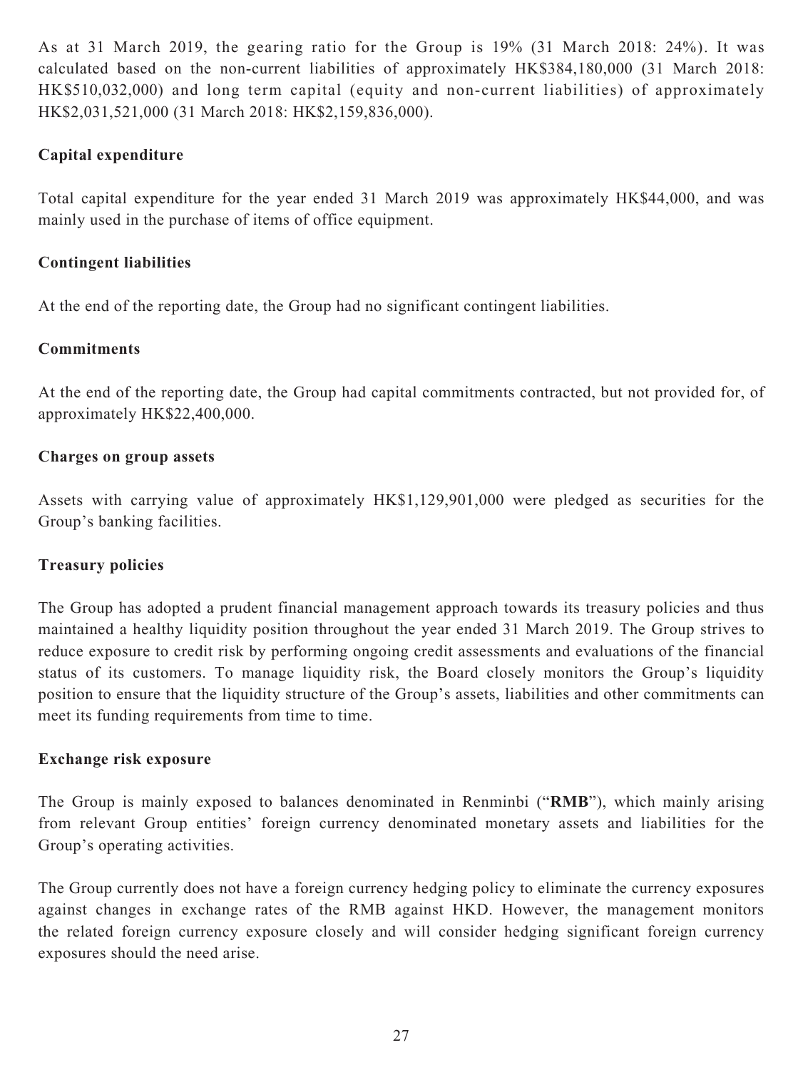As at 31 March 2019, the gearing ratio for the Group is 19% (31 March 2018: 24%). It was calculated based on the non-current liabilities of approximately HK$384,180,000 (31 March 2018: HK$510,032,000) and long term capital (equity and non-current liabilities) of approximately HK$2,031,521,000 (31 March 2018: HK$2,159,836,000).

**Capital expenditure**

Total capital expenditure for the year ended 31 March 2019 was approximately HK$44,000, and was mainly used in the purchase of items of office equipment.

**Contingent liabilities**

At the end of the reporting date, the Group had no significant contingent liabilities.

**Commitments**

At the end of the reporting date, the Group had capital commitments contracted, but not provided for, of approximately HK$22,400,000.

**Charges on group assets**

Assets with carrying value of approximately HK$1,129,901,000 were pledged as securities for the Group's banking facilities.

**Treasury policies**

The Group has adopted a prudent financial management approach towards its treasury policies and thus maintained a healthy liquidity position throughout the year ended 31 March 2019. The Group strives to reduce exposure to credit risk by performing ongoing credit assessments and evaluations of the financial status of its customers. To manage liquidity risk, the Board closely monitors the Group's liquidity position to ensure that the liquidity structure of the Group's assets, liabilities and other commitments can meet its funding requirements from time to time.

**Exchange risk exposure**

The Group is mainly exposed to balances denominated in Renminbi ("**RMB**"), which mainly arising from relevant Group entities' foreign currency denominated monetary assets and liabilities for the Group's operating activities.

The Group currently does not have a foreign currency hedging policy to eliminate the currency exposures against changes in exchange rates of the RMB against HKD. However, the management monitors the related foreign currency exposure closely and will consider hedging significant foreign currency exposures should the need arise.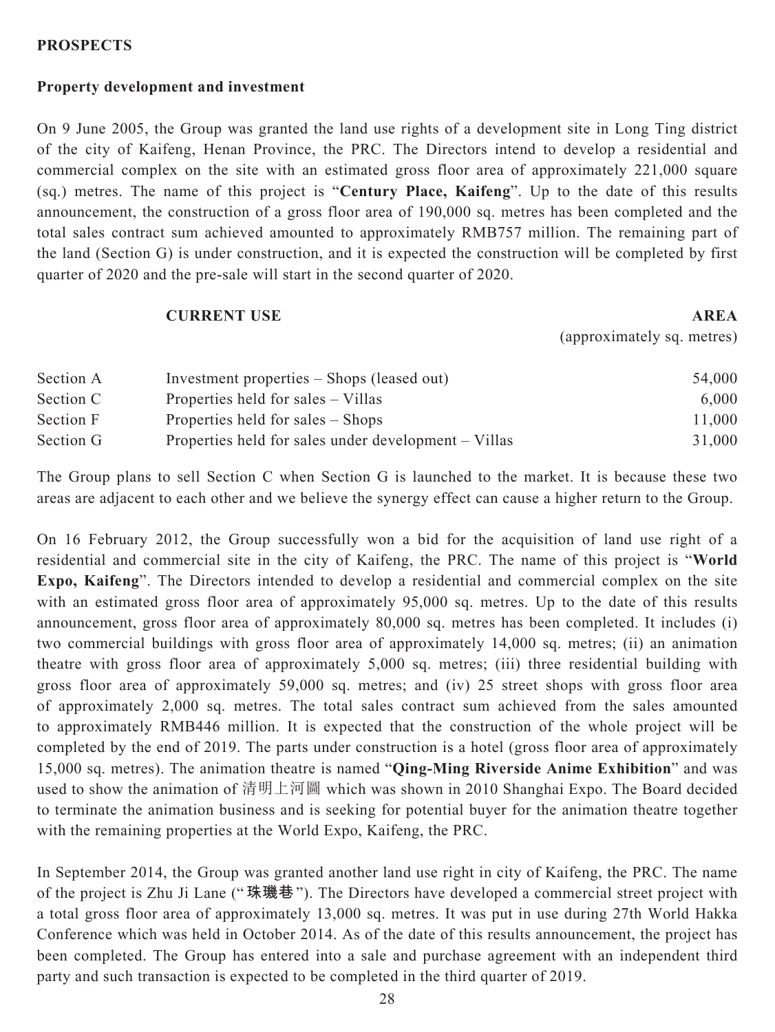**PROSPECTS**

**Property development and investment**

On 9 June 2005, the Group was granted the land use rights of a development site in Long Ting district of the city of Kaifeng, Henan Province, the PRC. The Directors intend to develop a residential and commercial complex on the site with an estimated gross floor area of approximately 221,000 square (sq.) metres. The name of this project is "**Century Place, Kaifeng**". Up to the date of this results announcement, the construction of a gross floor area of 190,000 sq. metres has been completed and the total sales contract sum achieved amounted to approximately RMB757 million. The remaining part of the land (Section G) is under construction, and it is expected the construction will be completed by first quarter of 2020 and the pre-sale will start in the second quarter of 2020.

| | **CURRENT USE** | **AREA** (approximately sq. metres) |
|---|---|---|
| Section A | Investment properties – Shops (leased out) | 54,000 |
| Section C | Properties held for sales – Villas | 6,000 |
| Section F | Properties held for sales – Shops | 11,000 |
| Section G | Properties held for sales under development – Villas | 31,000 |

The Group plans to sell Section C when Section G is launched to the market. It is because these two areas are adjacent to each other and we believe the synergy effect can cause a higher return to the Group.

On 16 February 2012, the Group successfully won a bid for the acquisition of land use right of a residential and commercial site in the city of Kaifeng, the PRC. The name of this project is "**World Expo, Kaifeng**". The Directors intended to develop a residential and commercial complex on the site with an estimated gross floor area of approximately 95,000 sq. metres. Up to the date of this results announcement, gross floor area of approximately 80,000 sq. metres has been completed. It includes (i) two commercial buildings with gross floor area of approximately 14,000 sq. metres; (ii) an animation theatre with gross floor area of approximately 5,000 sq. metres; (iii) three residential building with gross floor area of approximately 59,000 sq. metres; and (iv) 25 street shops with gross floor area of approximately 2,000 sq. metres. The total sales contract sum achieved from the sales amounted to approximately RMB446 million. It is expected that the construction of the whole project will be completed by the end of 2019. The parts under construction is a hotel (gross floor area of approximately 15,000 sq. metres). The animation theatre is named "**Qing-Ming Riverside Anime Exhibition**" and was used to show the animation of 清明上河圖 which was shown in 2010 Shanghai Expo. The Board decided to terminate the animation business and is seeking for potential buyer for the animation theatre together with the remaining properties at the World Expo, Kaifeng, the PRC.

In September 2014, the Group was granted another land use right in city of Kaifeng, the PRC. The name of the project is Zhu Ji Lane ("**珠璣巷**"). The Directors have developed a commercial street project with a total gross floor area of approximately 13,000 sq. metres. It was put in use during 27th World Hakka Conference which was held in October 2014. As of the date of this results announcement, the project has been completed. The Group has entered into a sale and purchase agreement with an independent third party and such transaction is expected to be completed in the third quarter of 2019.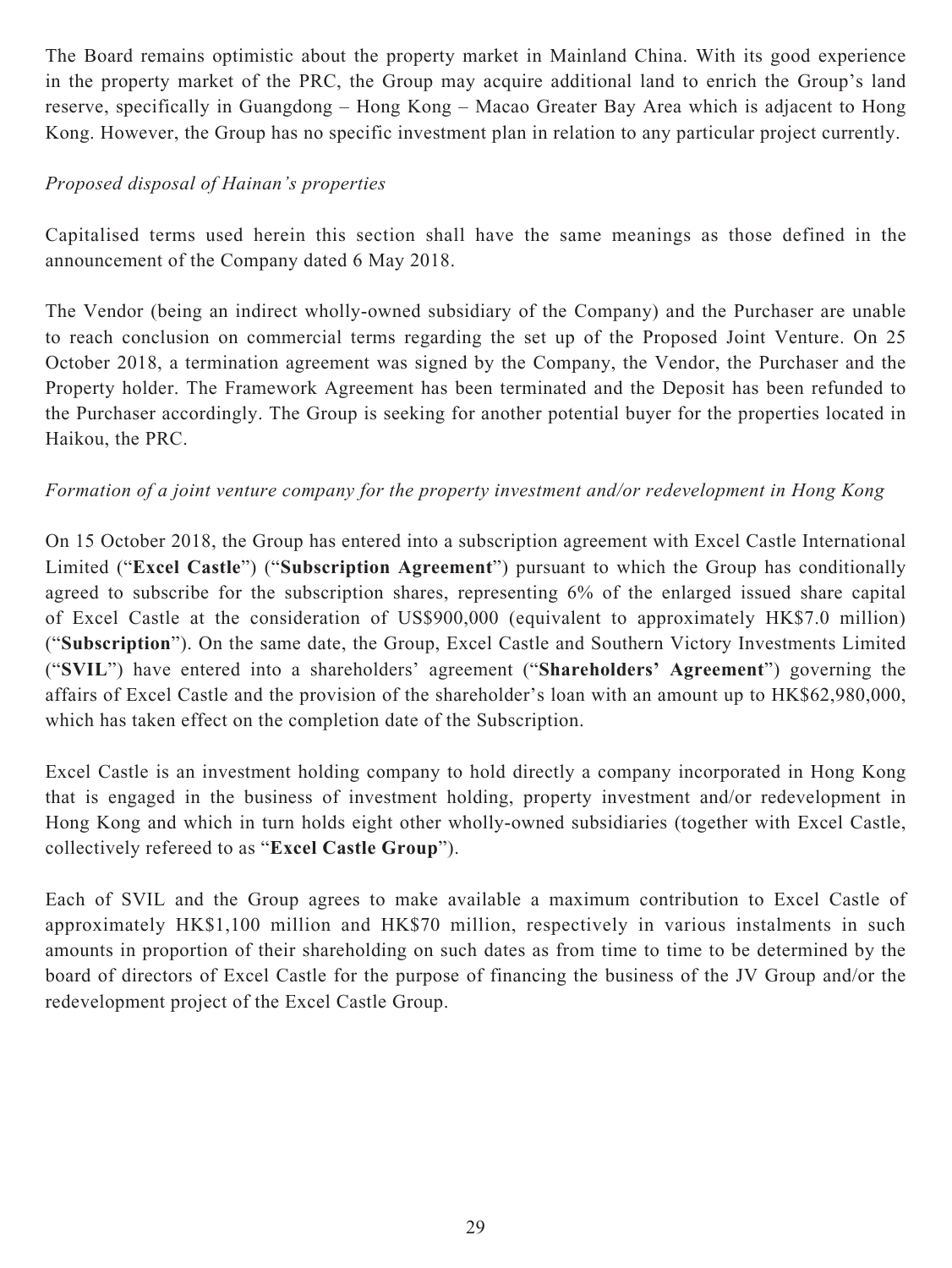The Board remains optimistic about the property market in Mainland China. With its good experience in the property market of the PRC, the Group may acquire additional land to enrich the Group's land reserve, specifically in Guangdong – Hong Kong – Macao Greater Bay Area which is adjacent to Hong Kong. However, the Group has no specific investment plan in relation to any particular project currently.

*Proposed disposal of Hainan's properties*

Capitalised terms used herein this section shall have the same meanings as those defined in the announcement of the Company dated 6 May 2018.

The Vendor (being an indirect wholly-owned subsidiary of the Company) and the Purchaser are unable to reach conclusion on commercial terms regarding the set up of the Proposed Joint Venture. On 25 October 2018, a termination agreement was signed by the Company, the Vendor, the Purchaser and the Property holder. The Framework Agreement has been terminated and the Deposit has been refunded to the Purchaser accordingly. The Group is seeking for another potential buyer for the properties located in Haikou, the PRC.

*Formation of a joint venture company for the property investment and/or redevelopment in Hong Kong*

On 15 October 2018, the Group has entered into a subscription agreement with Excel Castle International Limited ("**Excel Castle**") ("**Subscription Agreement**") pursuant to which the Group has conditionally agreed to subscribe for the subscription shares, representing 6% of the enlarged issued share capital of Excel Castle at the consideration of US$900,000 (equivalent to approximately HK$7.0 million) ("**Subscription**"). On the same date, the Group, Excel Castle and Southern Victory Investments Limited ("**SVIL**") have entered into a shareholders' agreement ("**Shareholders' Agreement**") governing the affairs of Excel Castle and the provision of the shareholder's loan with an amount up to HK$62,980,000, which has taken effect on the completion date of the Subscription.

Excel Castle is an investment holding company to hold directly a company incorporated in Hong Kong that is engaged in the business of investment holding, property investment and/or redevelopment in Hong Kong and which in turn holds eight other wholly-owned subsidiaries (together with Excel Castle, collectively refereed to as "**Excel Castle Group**").

Each of SVIL and the Group agrees to make available a maximum contribution to Excel Castle of approximately HK$1,100 million and HK$70 million, respectively in various instalments in such amounts in proportion of their shareholding on such dates as from time to time to be determined by the board of directors of Excel Castle for the purpose of financing the business of the JV Group and/or the redevelopment project of the Excel Castle Group.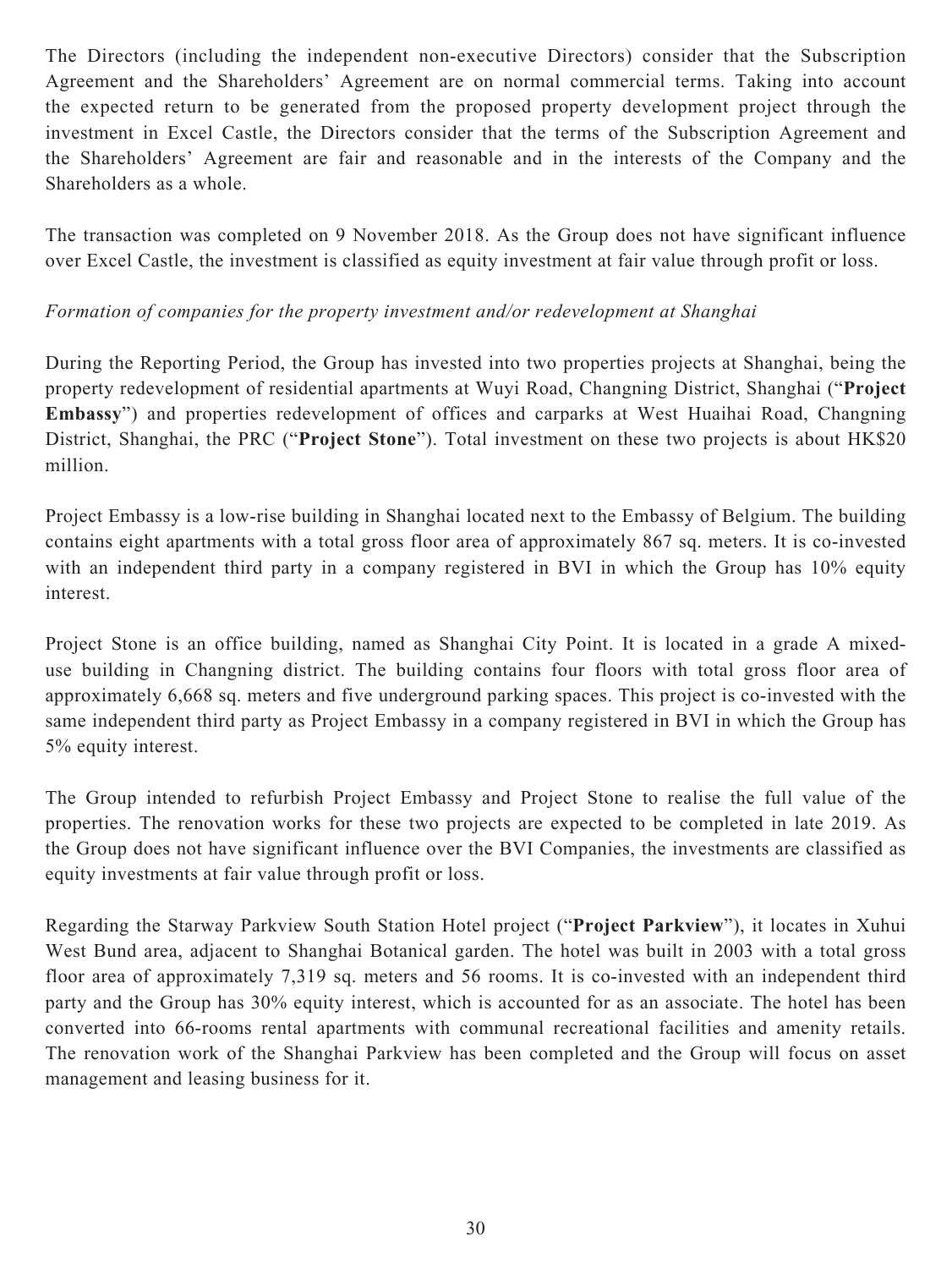The Directors (including the independent non-executive Directors) consider that the Subscription Agreement and the Shareholders' Agreement are on normal commercial terms. Taking into account the expected return to be generated from the proposed property development project through the investment in Excel Castle, the Directors consider that the terms of the Subscription Agreement and the Shareholders' Agreement are fair and reasonable and in the interests of the Company and the Shareholders as a whole.

The transaction was completed on 9 November 2018. As the Group does not have significant influence over Excel Castle, the investment is classified as equity investment at fair value through profit or loss.

*Formation of companies for the property investment and/or redevelopment at Shanghai*

During the Reporting Period, the Group has invested into two properties projects at Shanghai, being the property redevelopment of residential apartments at Wuyi Road, Changning District, Shanghai ("**Project Embassy**") and properties redevelopment of offices and carparks at West Huaihai Road, Changning District, Shanghai, the PRC ("**Project Stone**"). Total investment on these two projects is about HK$20 million.

Project Embassy is a low-rise building in Shanghai located next to the Embassy of Belgium. The building contains eight apartments with a total gross floor area of approximately 867 sq. meters. It is co-invested with an independent third party in a company registered in BVI in which the Group has 10% equity interest.

Project Stone is an office building, named as Shanghai City Point. It is located in a grade A mixed-use building in Changning district. The building contains four floors with total gross floor area of approximately 6,668 sq. meters and five underground parking spaces. This project is co-invested with the same independent third party as Project Embassy in a company registered in BVI in which the Group has 5% equity interest.

The Group intended to refurbish Project Embassy and Project Stone to realise the full value of the properties. The renovation works for these two projects are expected to be completed in late 2019. As the Group does not have significant influence over the BVI Companies, the investments are classified as equity investments at fair value through profit or loss.

Regarding the Starway Parkview South Station Hotel project ("**Project Parkview**"), it locates in Xuhui West Bund area, adjacent to Shanghai Botanical garden. The hotel was built in 2003 with a total gross floor area of approximately 7,319 sq. meters and 56 rooms. It is co-invested with an independent third party and the Group has 30% equity interest, which is accounted for as an associate. The hotel has been converted into 66-rooms rental apartments with communal recreational facilities and amenity retails. The renovation work of the Shanghai Parkview has been completed and the Group will focus on asset management and leasing business for it.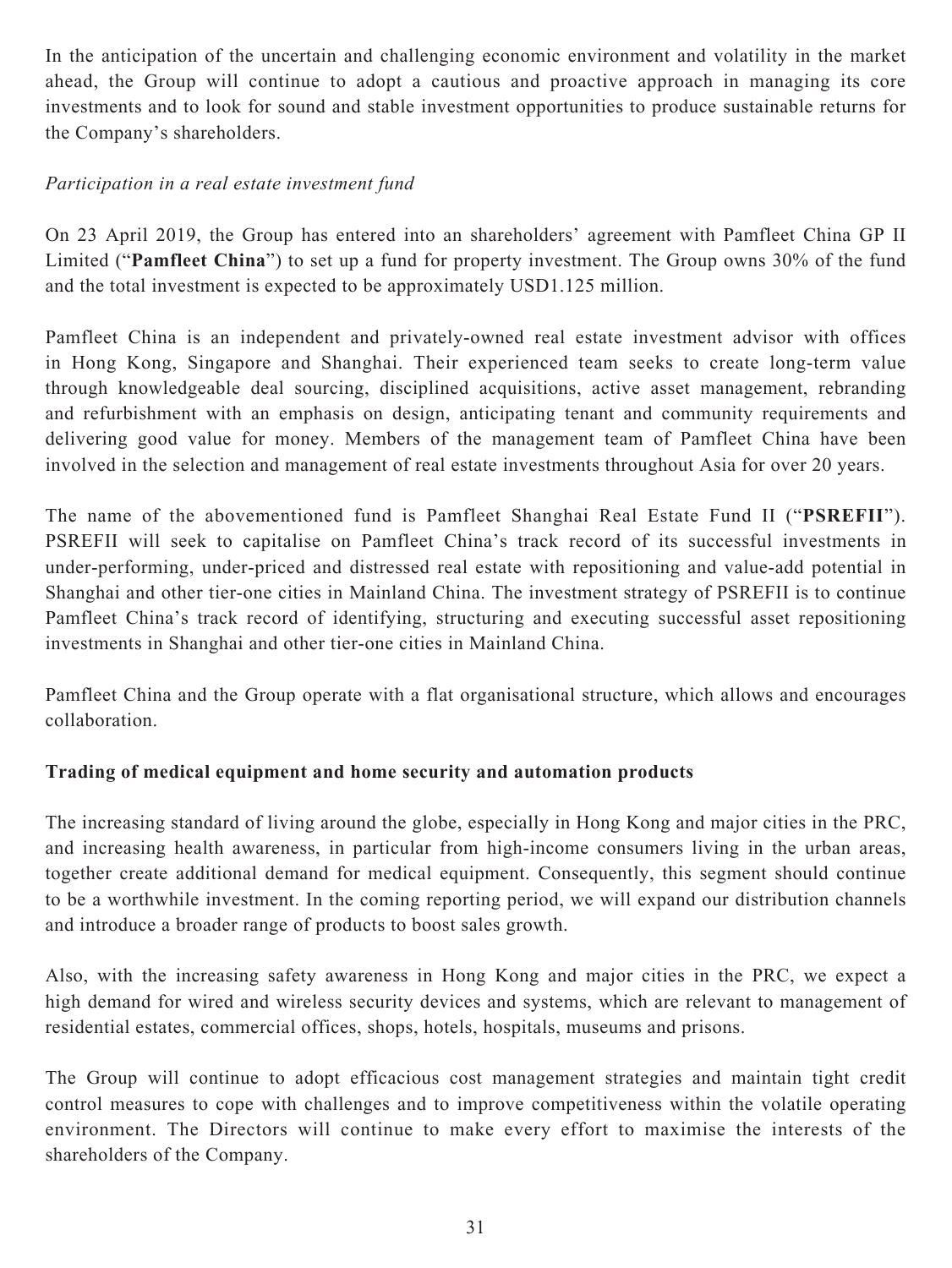In the anticipation of the uncertain and challenging economic environment and volatility in the market ahead, the Group will continue to adopt a cautious and proactive approach in managing its core investments and to look for sound and stable investment opportunities to produce sustainable returns for the Company's shareholders.

*Participation in a real estate investment fund*

On 23 April 2019, the Group has entered into an shareholders' agreement with Pamfleet China GP II Limited ("**Pamfleet China**") to set up a fund for property investment. The Group owns 30% of the fund and the total investment is expected to be approximately USD1.125 million.

Pamfleet China is an independent and privately-owned real estate investment advisor with offices in Hong Kong, Singapore and Shanghai. Their experienced team seeks to create long-term value through knowledgeable deal sourcing, disciplined acquisitions, active asset management, rebranding and refurbishment with an emphasis on design, anticipating tenant and community requirements and delivering good value for money. Members of the management team of Pamfleet China have been involved in the selection and management of real estate investments throughout Asia for over 20 years.

The name of the abovementioned fund is Pamfleet Shanghai Real Estate Fund II ("**PSREFII**"). PSREFII will seek to capitalise on Pamfleet China's track record of its successful investments in under-performing, under-priced and distressed real estate with repositioning and value-add potential in Shanghai and other tier-one cities in Mainland China. The investment strategy of PSREFII is to continue Pamfleet China's track record of identifying, structuring and executing successful asset repositioning investments in Shanghai and other tier-one cities in Mainland China.

Pamfleet China and the Group operate with a flat organisational structure, which allows and encourages collaboration.

**Trading of medical equipment and home security and automation products**

The increasing standard of living around the globe, especially in Hong Kong and major cities in the PRC, and increasing health awareness, in particular from high-income consumers living in the urban areas, together create additional demand for medical equipment. Consequently, this segment should continue to be a worthwhile investment. In the coming reporting period, we will expand our distribution channels and introduce a broader range of products to boost sales growth.

Also, with the increasing safety awareness in Hong Kong and major cities in the PRC, we expect a high demand for wired and wireless security devices and systems, which are relevant to management of residential estates, commercial offices, shops, hotels, hospitals, museums and prisons.

The Group will continue to adopt efficacious cost management strategies and maintain tight credit control measures to cope with challenges and to improve competitiveness within the volatile operating environment. The Directors will continue to make every effort to maximise the interests of the shareholders of the Company.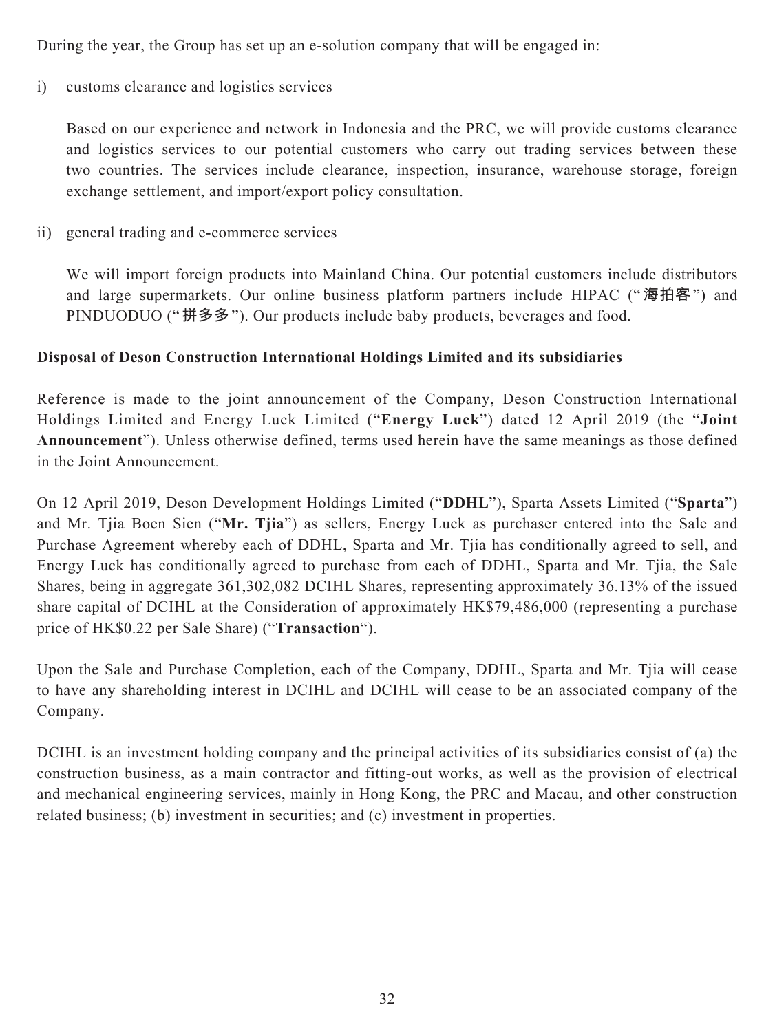During the year, the Group has set up an e-solution company that will be engaged in:

i) customs clearance and logistics services

   Based on our experience and network in Indonesia and the PRC, we will provide customs clearance and logistics services to our potential customers who carry out trading services between these two countries. The services include clearance, inspection, insurance, warehouse storage, foreign exchange settlement, and import/export policy consultation.

ii) general trading and e-commerce services

   We will import foreign products into Mainland China. Our potential customers include distributors and large supermarkets. Our online business platform partners include HIPAC ("海拍客") and PINDUODUO ("拼多多"). Our products include baby products, beverages and food.

**Disposal of Deson Construction International Holdings Limited and its subsidiaries**

Reference is made to the joint announcement of the Company, Deson Construction International Holdings Limited and Energy Luck Limited ("**Energy Luck**") dated 12 April 2019 (the "**Joint Announcement**"). Unless otherwise defined, terms used herein have the same meanings as those defined in the Joint Announcement.

On 12 April 2019, Deson Development Holdings Limited ("**DDHL**"), Sparta Assets Limited ("**Sparta**") and Mr. Tjia Boen Sien ("**Mr. Tjia**") as sellers, Energy Luck as purchaser entered into the Sale and Purchase Agreement whereby each of DDHL, Sparta and Mr. Tjia has conditionally agreed to sell, and Energy Luck has conditionally agreed to purchase from each of DDHL, Sparta and Mr. Tjia, the Sale Shares, being in aggregate 361,302,082 DCIHL Shares, representing approximately 36.13% of the issued share capital of DCIHL at the Consideration of approximately HK$79,486,000 (representing a purchase price of HK$0.22 per Sale Share) ("**Transaction**").

Upon the Sale and Purchase Completion, each of the Company, DDHL, Sparta and Mr. Tjia will cease to have any shareholding interest in DCIHL and DCIHL will cease to be an associated company of the Company.

DCIHL is an investment holding company and the principal activities of its subsidiaries consist of (a) the construction business, as a main contractor and fitting-out works, as well as the provision of electrical and mechanical engineering services, mainly in Hong Kong, the PRC and Macau, and other construction related business; (b) investment in securities; and (c) investment in properties.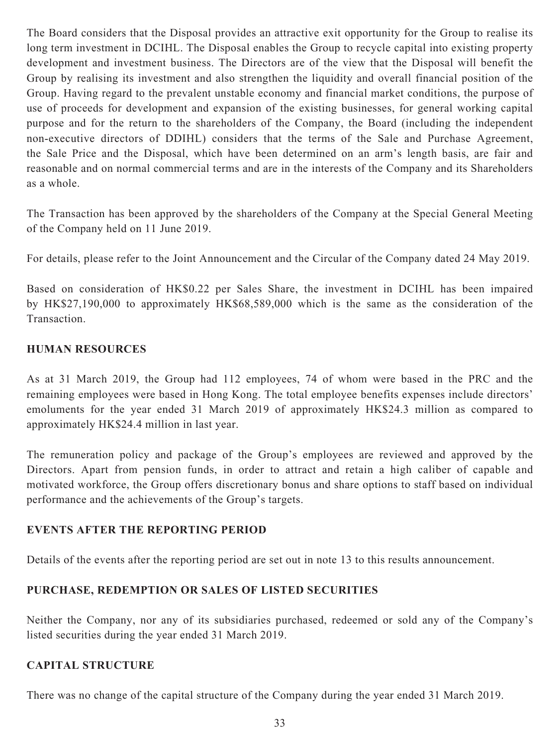The Board considers that the Disposal provides an attractive exit opportunity for the Group to realise its long term investment in DCIHL. The Disposal enables the Group to recycle capital into existing property development and investment business. The Directors are of the view that the Disposal will benefit the Group by realising its investment and also strengthen the liquidity and overall financial position of the Group. Having regard to the prevalent unstable economy and financial market conditions, the purpose of use of proceeds for development and expansion of the existing businesses, for general working capital purpose and for the return to the shareholders of the Company, the Board (including the independent non-executive directors of DDIHL) considers that the terms of the Sale and Purchase Agreement, the Sale Price and the Disposal, which have been determined on an arm's length basis, are fair and reasonable and on normal commercial terms and are in the interests of the Company and its Shareholders as a whole.

The Transaction has been approved by the shareholders of the Company at the Special General Meeting of the Company held on 11 June 2019.

For details, please refer to the Joint Announcement and the Circular of the Company dated 24 May 2019.

Based on consideration of HK$0.22 per Sales Share, the investment in DCIHL has been impaired by HK$27,190,000 to approximately HK$68,589,000 which is the same as the consideration of the Transaction.

## HUMAN RESOURCES

As at 31 March 2019, the Group had 112 employees, 74 of whom were based in the PRC and the remaining employees were based in Hong Kong. The total employee benefits expenses include directors' emoluments for the year ended 31 March 2019 of approximately HK$24.3 million as compared to approximately HK$24.4 million in last year.

The remuneration policy and package of the Group's employees are reviewed and approved by the Directors. Apart from pension funds, in order to attract and retain a high caliber of capable and motivated workforce, the Group offers discretionary bonus and share options to staff based on individual performance and the achievements of the Group's targets.

## EVENTS AFTER THE REPORTING PERIOD

Details of the events after the reporting period are set out in note 13 to this results announcement.

## PURCHASE, REDEMPTION OR SALES OF LISTED SECURITIES

Neither the Company, nor any of its subsidiaries purchased, redeemed or sold any of the Company's listed securities during the year ended 31 March 2019.

## CAPITAL STRUCTURE

There was no change of the capital structure of the Company during the year ended 31 March 2019.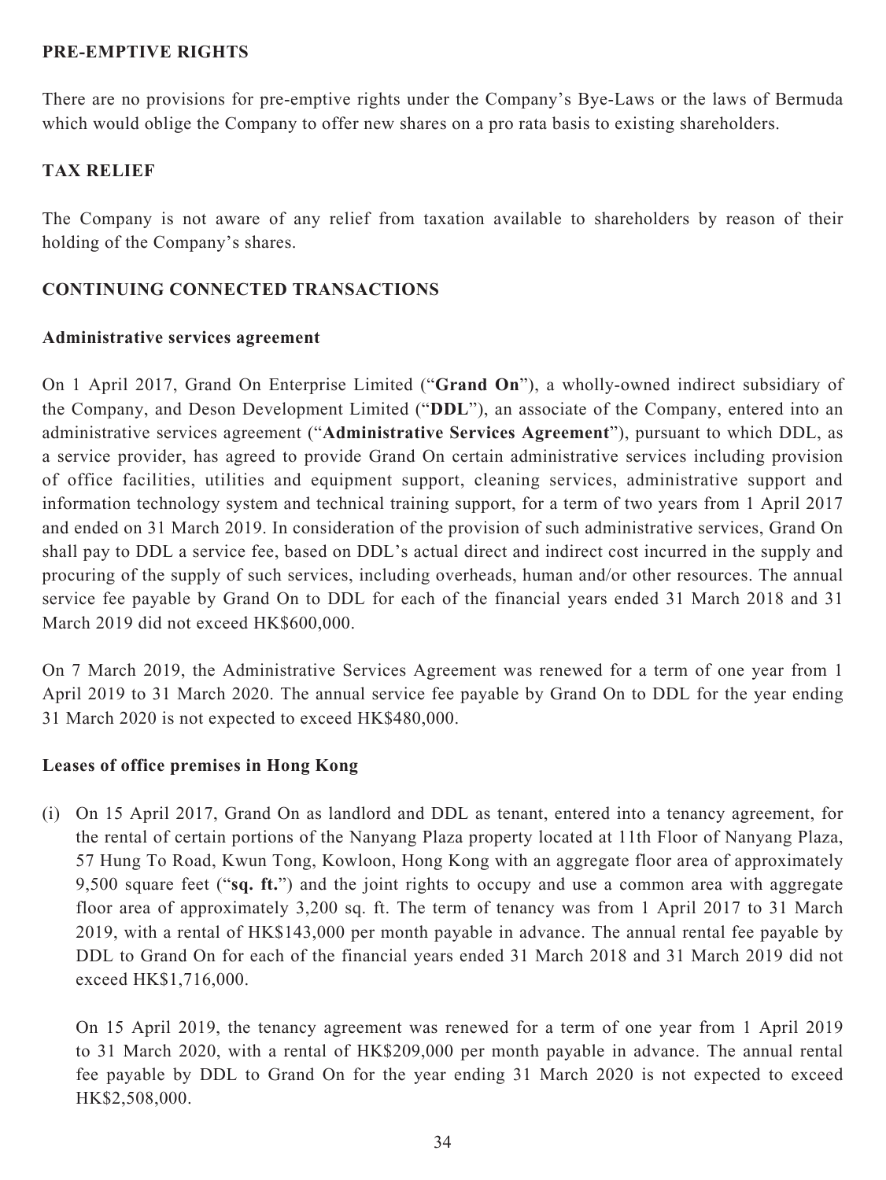## PRE-EMPTIVE RIGHTS

There are no provisions for pre-emptive rights under the Company's Bye-Laws or the laws of Bermuda which would oblige the Company to offer new shares on a pro rata basis to existing shareholders.

## TAX RELIEF

The Company is not aware of any relief from taxation available to shareholders by reason of their holding of the Company's shares.

## CONTINUING CONNECTED TRANSACTIONS

### Administrative services agreement

On 1 April 2017, Grand On Enterprise Limited ("**Grand On**"), a wholly-owned indirect subsidiary of the Company, and Deson Development Limited ("**DDL**"), an associate of the Company, entered into an administrative services agreement ("**Administrative Services Agreement**"), pursuant to which DDL, as a service provider, has agreed to provide Grand On certain administrative services including provision of office facilities, utilities and equipment support, cleaning services, administrative support and information technology system and technical training support, for a term of two years from 1 April 2017 and ended on 31 March 2019. In consideration of the provision of such administrative services, Grand On shall pay to DDL a service fee, based on DDL's actual direct and indirect cost incurred in the supply and procuring of the supply of such services, including overheads, human and/or other resources. The annual service fee payable by Grand On to DDL for each of the financial years ended 31 March 2018 and 31 March 2019 did not exceed HK$600,000.

On 7 March 2019, the Administrative Services Agreement was renewed for a term of one year from 1 April 2019 to 31 March 2020. The annual service fee payable by Grand On to DDL for the year ending 31 March 2020 is not expected to exceed HK$480,000.

### Leases of office premises in Hong Kong

(i) On 15 April 2017, Grand On as landlord and DDL as tenant, entered into a tenancy agreement, for the rental of certain portions of the Nanyang Plaza property located at 11th Floor of Nanyang Plaza, 57 Hung To Road, Kwun Tong, Kowloon, Hong Kong with an aggregate floor area of approximately 9,500 square feet ("**sq. ft.**") and the joint rights to occupy and use a common area with aggregate floor area of approximately 3,200 sq. ft. The term of tenancy was from 1 April 2017 to 31 March 2019, with a rental of HK$143,000 per month payable in advance. The annual rental fee payable by DDL to Grand On for each of the financial years ended 31 March 2018 and 31 March 2019 did not exceed HK$1,716,000.

    On 15 April 2019, the tenancy agreement was renewed for a term of one year from 1 April 2019 to 31 March 2020, with a rental of HK$209,000 per month payable in advance. The annual rental fee payable by DDL to Grand On for the year ending 31 March 2020 is not expected to exceed HK$2,508,000.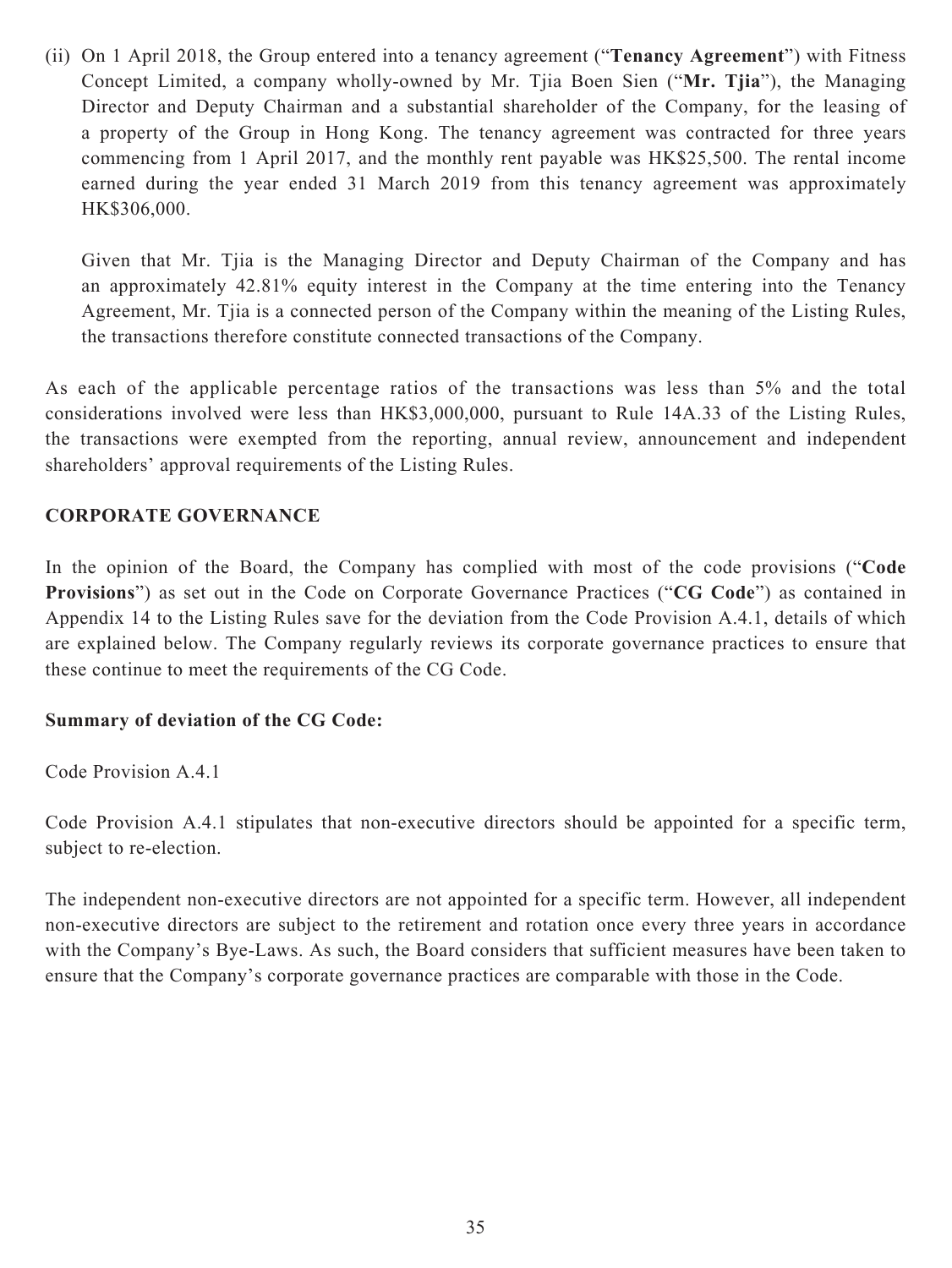(ii) On 1 April 2018, the Group entered into a tenancy agreement ("**Tenancy Agreement**") with Fitness Concept Limited, a company wholly-owned by Mr. Tjia Boen Sien ("**Mr. Tjia**"), the Managing Director and Deputy Chairman and a substantial shareholder of the Company, for the leasing of a property of the Group in Hong Kong. The tenancy agreement was contracted for three years commencing from 1 April 2017, and the monthly rent payable was HK$25,500. The rental income earned during the year ended 31 March 2019 from this tenancy agreement was approximately HK$306,000.

Given that Mr. Tjia is the Managing Director and Deputy Chairman of the Company and has an approximately 42.81% equity interest in the Company at the time entering into the Tenancy Agreement, Mr. Tjia is a connected person of the Company within the meaning of the Listing Rules, the transactions therefore constitute connected transactions of the Company.

As each of the applicable percentage ratios of the transactions was less than 5% and the total considerations involved were less than HK$3,000,000, pursuant to Rule 14A.33 of the Listing Rules, the transactions were exempted from the reporting, annual review, announcement and independent shareholders' approval requirements of the Listing Rules.

## CORPORATE GOVERNANCE

In the opinion of the Board, the Company has complied with most of the code provisions ("**Code Provisions**") as set out in the Code on Corporate Governance Practices ("**CG Code**") as contained in Appendix 14 to the Listing Rules save for the deviation from the Code Provision A.4.1, details of which are explained below. The Company regularly reviews its corporate governance practices to ensure that these continue to meet the requirements of the CG Code.

### Summary of deviation of the CG Code:

Code Provision A.4.1

Code Provision A.4.1 stipulates that non-executive directors should be appointed for a specific term, subject to re-election.

The independent non-executive directors are not appointed for a specific term. However, all independent non-executive directors are subject to the retirement and rotation once every three years in accordance with the Company's Bye-Laws. As such, the Board considers that sufficient measures have been taken to ensure that the Company's corporate governance practices are comparable with those in the Code.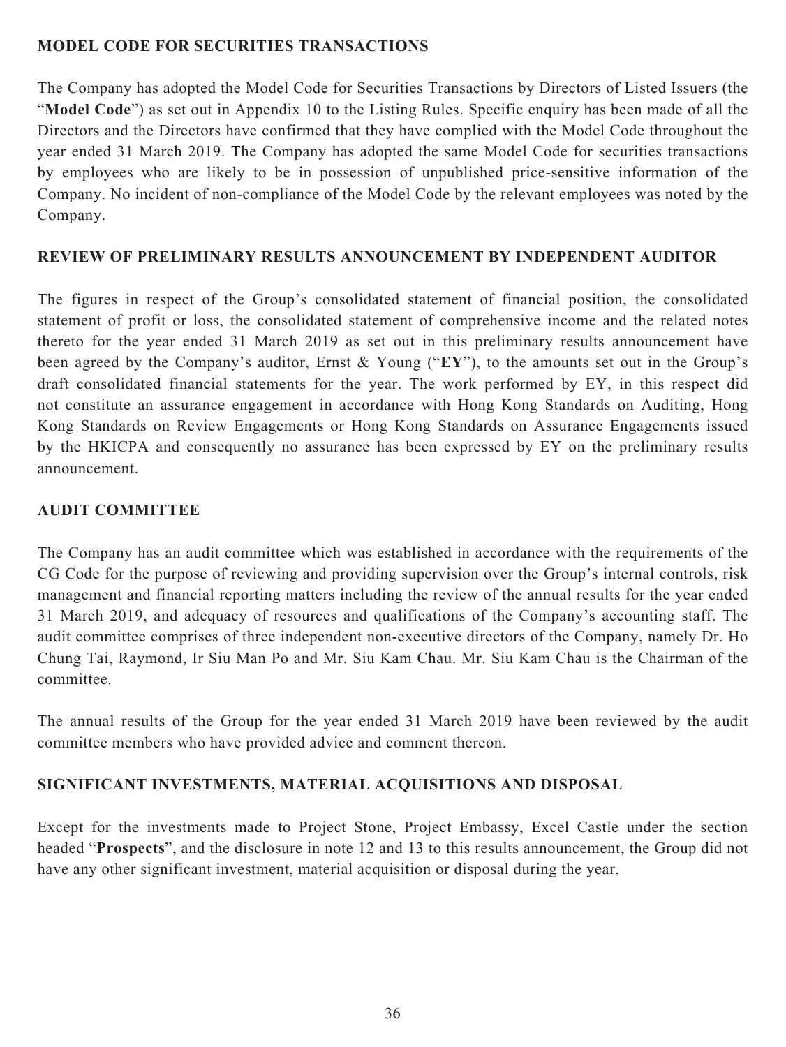## MODEL CODE FOR SECURITIES TRANSACTIONS

The Company has adopted the Model Code for Securities Transactions by Directors of Listed Issuers (the "**Model Code**") as set out in Appendix 10 to the Listing Rules. Specific enquiry has been made of all the Directors and the Directors have confirmed that they have complied with the Model Code throughout the year ended 31 March 2019. The Company has adopted the same Model Code for securities transactions by employees who are likely to be in possession of unpublished price-sensitive information of the Company. No incident of non-compliance of the Model Code by the relevant employees was noted by the Company.

## REVIEW OF PRELIMINARY RESULTS ANNOUNCEMENT BY INDEPENDENT AUDITOR

The figures in respect of the Group's consolidated statement of financial position, the consolidated statement of profit or loss, the consolidated statement of comprehensive income and the related notes thereto for the year ended 31 March 2019 as set out in this preliminary results announcement have been agreed by the Company's auditor, Ernst & Young ("**EY**"), to the amounts set out in the Group's draft consolidated financial statements for the year. The work performed by EY, in this respect did not constitute an assurance engagement in accordance with Hong Kong Standards on Auditing, Hong Kong Standards on Review Engagements or Hong Kong Standards on Assurance Engagements issued by the HKICPA and consequently no assurance has been expressed by EY on the preliminary results announcement.

## AUDIT COMMITTEE

The Company has an audit committee which was established in accordance with the requirements of the CG Code for the purpose of reviewing and providing supervision over the Group's internal controls, risk management and financial reporting matters including the review of the annual results for the year ended 31 March 2019, and adequacy of resources and qualifications of the Company's accounting staff. The audit committee comprises of three independent non-executive directors of the Company, namely Dr. Ho Chung Tai, Raymond, Ir Siu Man Po and Mr. Siu Kam Chau. Mr. Siu Kam Chau is the Chairman of the committee.

The annual results of the Group for the year ended 31 March 2019 have been reviewed by the audit committee members who have provided advice and comment thereon.

## SIGNIFICANT INVESTMENTS, MATERIAL ACQUISITIONS AND DISPOSAL

Except for the investments made to Project Stone, Project Embassy, Excel Castle under the section headed "**Prospects**", and the disclosure in note 12 and 13 to this results announcement, the Group did not have any other significant investment, material acquisition or disposal during the year.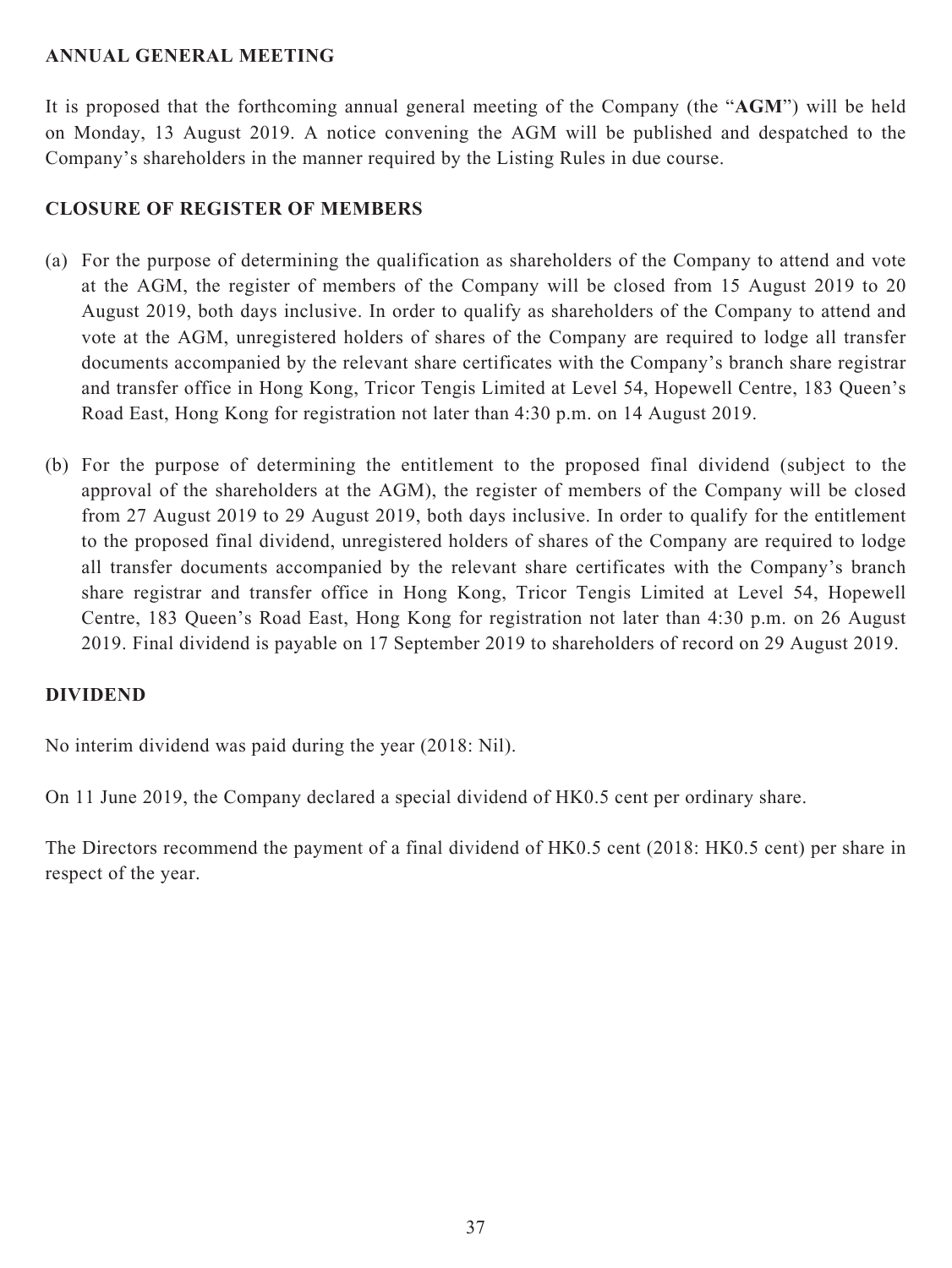## ANNUAL GENERAL MEETING

It is proposed that the forthcoming annual general meeting of the Company (the "**AGM**") will be held on Monday, 13 August 2019. A notice convening the AGM will be published and despatched to the Company's shareholders in the manner required by the Listing Rules in due course.

## CLOSURE OF REGISTER OF MEMBERS

(a) For the purpose of determining the qualification as shareholders of the Company to attend and vote at the AGM, the register of members of the Company will be closed from 15 August 2019 to 20 August 2019, both days inclusive. In order to qualify as shareholders of the Company to attend and vote at the AGM, unregistered holders of shares of the Company are required to lodge all transfer documents accompanied by the relevant share certificates with the Company's branch share registrar and transfer office in Hong Kong, Tricor Tengis Limited at Level 54, Hopewell Centre, 183 Queen's Road East, Hong Kong for registration not later than 4:30 p.m. on 14 August 2019.

(b) For the purpose of determining the entitlement to the proposed final dividend (subject to the approval of the shareholders at the AGM), the register of members of the Company will be closed from 27 August 2019 to 29 August 2019, both days inclusive. In order to qualify for the entitlement to the proposed final dividend, unregistered holders of shares of the Company are required to lodge all transfer documents accompanied by the relevant share certificates with the Company's branch share registrar and transfer office in Hong Kong, Tricor Tengis Limited at Level 54, Hopewell Centre, 183 Queen's Road East, Hong Kong for registration not later than 4:30 p.m. on 26 August 2019. Final dividend is payable on 17 September 2019 to shareholders of record on 29 August 2019.

## DIVIDEND

No interim dividend was paid during the year (2018: Nil).

On 11 June 2019, the Company declared a special dividend of HK0.5 cent per ordinary share.

The Directors recommend the payment of a final dividend of HK0.5 cent (2018: HK0.5 cent) per share in respect of the year.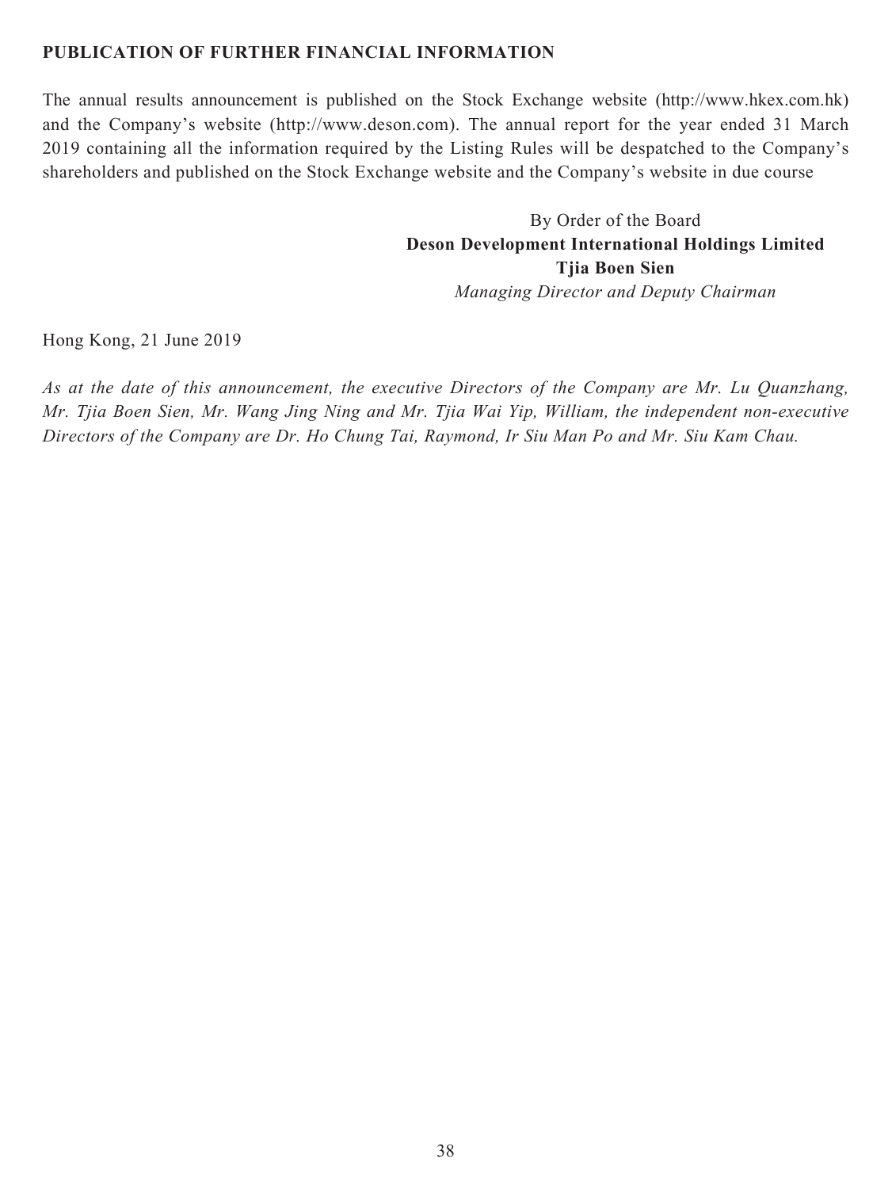**PUBLICATION OF FURTHER FINANCIAL INFORMATION**

The annual results announcement is published on the Stock Exchange website (http://www.hkex.com.hk) and the Company's website (http://www.deson.com). The annual report for the year ended 31 March 2019 containing all the information required by the Listing Rules will be despatched to the Company's shareholders and published on the Stock Exchange website and the Company's website in due course

By Order of the Board
**Deson Development International Holdings Limited**
**Tjia Boen Sien**
*Managing Director and Deputy Chairman*

Hong Kong, 21 June 2019

*As at the date of this announcement, the executive Directors of the Company are Mr. Lu Quanzhang, Mr. Tjia Boen Sien, Mr. Wang Jing Ning and Mr. Tjia Wai Yip, William, the independent non-executive Directors of the Company are Dr. Ho Chung Tai, Raymond, Ir Siu Man Po and Mr. Siu Kam Chau.*